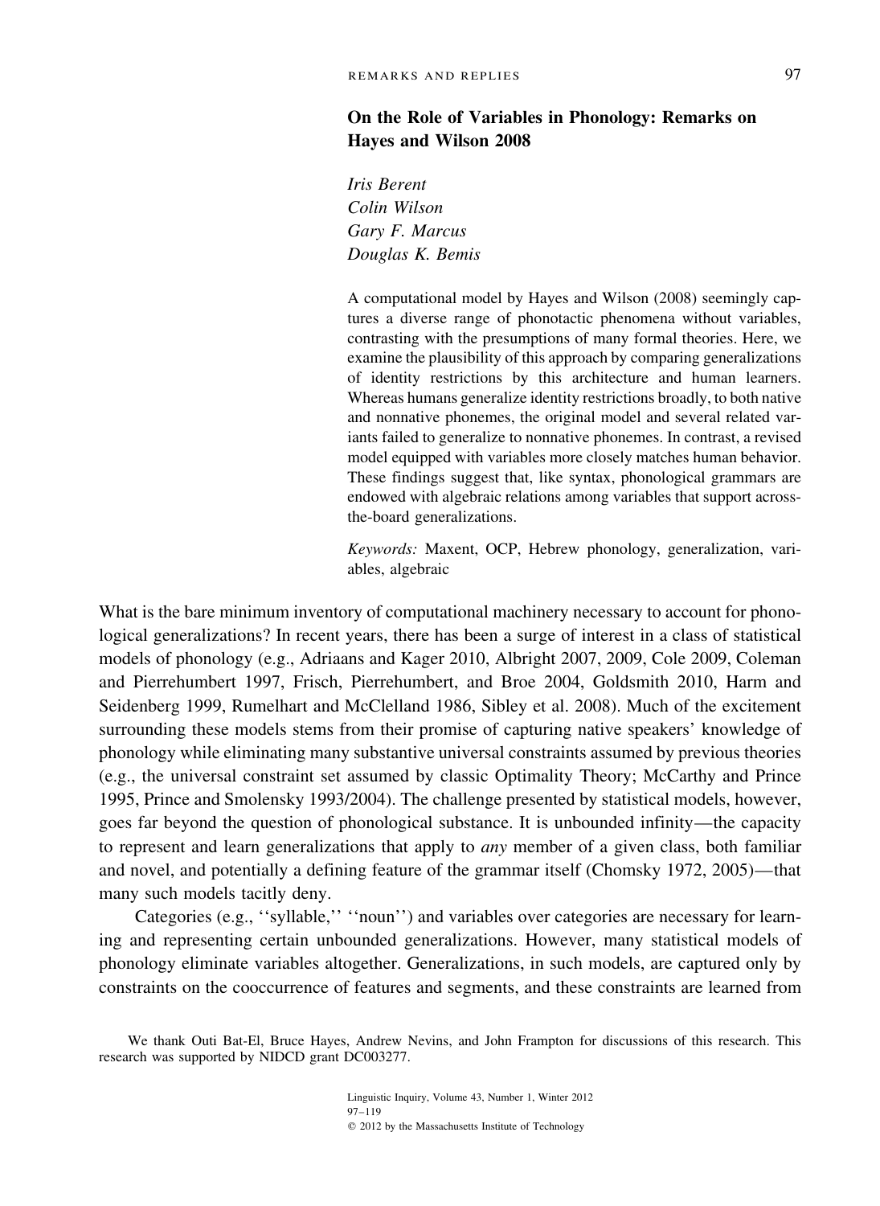# On the Role of Variables in Phonology: Remarks on Hayes and Wilson 2008

*Iris Berent*
*Colin Wilson*
*Gary F. Marcus*
*Douglas K. Bemis*

A computational model by Hayes and Wilson (2008) seemingly captures a diverse range of phonotactic phenomena without variables, contrasting with the presumptions of many formal theories. Here, we examine the plausibility of this approach by comparing generalizations of identity restrictions by this architecture and human learners. Whereas humans generalize identity restrictions broadly, to both native and nonnative phonemes, the original model and several related variants failed to generalize to nonnative phonemes. In contrast, a revised model equipped with variables more closely matches human behavior. These findings suggest that, like syntax, phonological grammars are endowed with algebraic relations among variables that support across-the-board generalizations.

*Keywords:* Maxent, OCP, Hebrew phonology, generalization, variables, algebraic

What is the bare minimum inventory of computational machinery necessary to account for phonological generalizations? In recent years, there has been a surge of interest in a class of statistical models of phonology (e.g., Adriaans and Kager 2010, Albright 2007, 2009, Cole 2009, Coleman and Pierrehumbert 1997, Frisch, Pierrehumbert, and Broe 2004, Goldsmith 2010, Harm and Seidenberg 1999, Rumelhart and McClelland 1986, Sibley et al. 2008). Much of the excitement surrounding these models stems from their promise of capturing native speakers' knowledge of phonology while eliminating many substantive universal constraints assumed by previous theories (e.g., the universal constraint set assumed by classic Optimality Theory; McCarthy and Prince 1995, Prince and Smolensky 1993/2004). The challenge presented by statistical models, however, goes far beyond the question of phonological substance. It is unbounded infinity—the capacity to represent and learn generalizations that apply to *any* member of a given class, both familiar and novel, and potentially a defining feature of the grammar itself (Chomsky 1972, 2005)—that many such models tacitly deny.

Categories (e.g., ''syllable,'' ''noun'') and variables over categories are necessary for learning and representing certain unbounded generalizations. However, many statistical models of phonology eliminate variables altogether. Generalizations, in such models, are captured only by constraints on the cooccurrence of features and segments, and these constraints are learned from

We thank Outi Bat-El, Bruce Hayes, Andrew Nevins, and John Frampton for discussions of this research. This research was supported by NIDCD grant DC003277.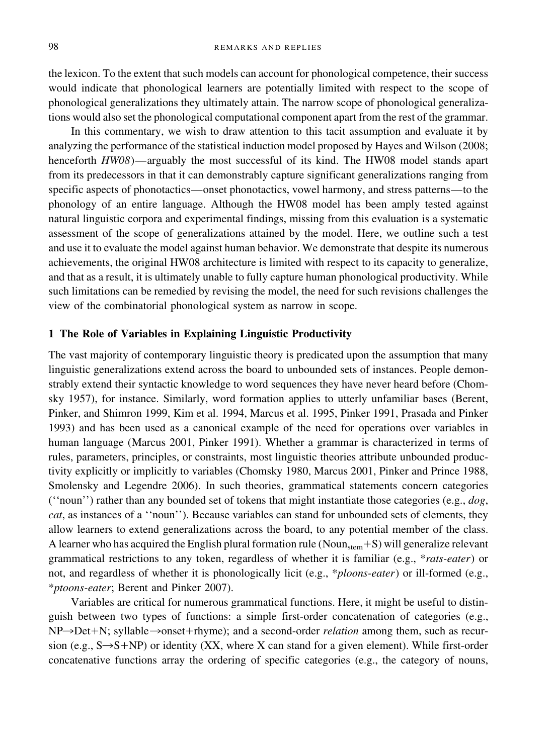the lexicon. To the extent that such models can account for phonological competence, their success would indicate that phonological learners are potentially limited with respect to the scope of phonological generalizations they ultimately attain. The narrow scope of phonological generalizations would also set the phonological computational component apart from the rest of the grammar.

In this commentary, we wish to draw attention to this tacit assumption and evaluate it by analyzing the performance of the statistical induction model proposed by Hayes and Wilson (2008; henceforth *HW08*)—arguably the most successful of its kind. The HW08 model stands apart from its predecessors in that it can demonstrably capture significant generalizations ranging from specific aspects of phonotactics—onset phonotactics, vowel harmony, and stress patterns—to the phonology of an entire language. Although the HW08 model has been amply tested against natural linguistic corpora and experimental findings, missing from this evaluation is a systematic assessment of the scope of generalizations attained by the model. Here, we outline such a test and use it to evaluate the model against human behavior. We demonstrate that despite its numerous achievements, the original HW08 architecture is limited with respect to its capacity to generalize, and that as a result, it is ultimately unable to fully capture human phonological productivity. While such limitations can be remedied by revising the model, the need for such revisions challenges the view of the combinatorial phonological system as narrow in scope.

## 1 The Role of Variables in Explaining Linguistic Productivity

The vast majority of contemporary linguistic theory is predicated upon the assumption that many linguistic generalizations extend across the board to unbounded sets of instances. People demonstrably extend their syntactic knowledge to word sequences they have never heard before (Chomsky 1957), for instance. Similarly, word formation applies to utterly unfamiliar bases (Berent, Pinker, and Shimron 1999, Kim et al. 1994, Marcus et al. 1995, Pinker 1991, Prasada and Pinker 1993) and has been used as a canonical example of the need for operations over variables in human language (Marcus 2001, Pinker 1991). Whether a grammar is characterized in terms of rules, parameters, principles, or constraints, most linguistic theories attribute unbounded productivity explicitly or implicitly to variables (Chomsky 1980, Marcus 2001, Pinker and Prince 1988, Smolensky and Legendre 2006). In such theories, grammatical statements concern categories (''noun'') rather than any bounded set of tokens that might instantiate those categories (e.g., *dog*, *cat*, as instances of a ''noun''). Because variables can stand for unbounded sets of elements, they allow learners to extend generalizations across the board, to any potential member of the class. A learner who has acquired the English plural formation rule ($\text{Noun}_{\text{stem}}$+S) will generalize relevant grammatical restrictions to any token, regardless of whether it is familiar (e.g., *\*rats-eater*) or not, and regardless of whether it is phonologically licit (e.g., *\*ploons-eater*) or ill-formed (e.g., *\*ptoons-eater*; Berent and Pinker 2007).

Variables are critical for numerous grammatical functions. Here, it might be useful to distinguish between two types of functions: a simple first-order concatenation of categories (e.g., NP→Det+N; syllable→onset+rhyme); and a second-order *relation* among them, such as recursion (e.g., S→S+NP) or identity (XX, where X can stand for a given element). While first-order concatenative functions array the ordering of specific categories (e.g., the category of nouns,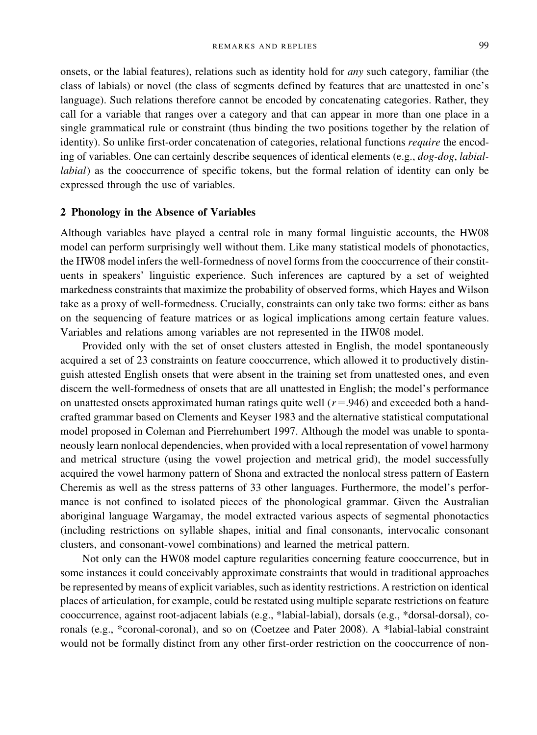onsets, or the labial features), relations such as identity hold for *any* such category, familiar (the class of labials) or novel (the class of segments defined by features that are unattested in one's language). Such relations therefore cannot be encoded by concatenating categories. Rather, they call for a variable that ranges over a category and that can appear in more than one place in a single grammatical rule or constraint (thus binding the two positions together by the relation of identity). So unlike first-order concatenation of categories, relational functions *require* the encoding of variables. One can certainly describe sequences of identical elements (e.g., *dog-dog*, *labial-labial*) as the cooccurrence of specific tokens, but the formal relation of identity can only be expressed through the use of variables.

## 2 Phonology in the Absence of Variables

Although variables have played a central role in many formal linguistic accounts, the HW08 model can perform surprisingly well without them. Like many statistical models of phonotactics, the HW08 model infers the well-formedness of novel forms from the cooccurrence of their constituents in speakers' linguistic experience. Such inferences are captured by a set of weighted markedness constraints that maximize the probability of observed forms, which Hayes and Wilson take as a proxy of well-formedness. Crucially, constraints can only take two forms: either as bans on the sequencing of feature matrices or as logical implications among certain feature values. Variables and relations among variables are not represented in the HW08 model.

Provided only with the set of onset clusters attested in English, the model spontaneously acquired a set of 23 constraints on feature cooccurrence, which allowed it to productively distinguish attested English onsets that were absent in the training set from unattested ones, and even discern the well-formedness of onsets that are all unattested in English; the model's performance on unattested onsets approximated human ratings quite well ($r = .946$) and exceeded both a handcrafted grammar based on Clements and Keyser 1983 and the alternative statistical computational model proposed in Coleman and Pierrehumbert 1997. Although the model was unable to spontaneously learn nonlocal dependencies, when provided with a local representation of vowel harmony and metrical structure (using the vowel projection and metrical grid), the model successfully acquired the vowel harmony pattern of Shona and extracted the nonlocal stress pattern of Eastern Cheremis as well as the stress patterns of 33 other languages. Furthermore, the model's performance is not confined to isolated pieces of the phonological grammar. Given the Australian aboriginal language Wargamay, the model extracted various aspects of segmental phonotactics (including restrictions on syllable shapes, initial and final consonants, intervocalic consonant clusters, and consonant-vowel combinations) and learned the metrical pattern.

Not only can the HW08 model capture regularities concerning feature cooccurrence, but in some instances it could conceivably approximate constraints that would in traditional approaches be represented by means of explicit variables, such as identity restrictions. A restriction on identical places of articulation, for example, could be restated using multiple separate restrictions on feature cooccurrence, against root-adjacent labials (e.g., *labial-labial), dorsals (e.g., *dorsal-dorsal), coronals (e.g., *coronal-coronal), and so on (Coetzee and Pater 2008). A *labial-labial constraint would not be formally distinct from any other first-order restriction on the cooccurrence of non-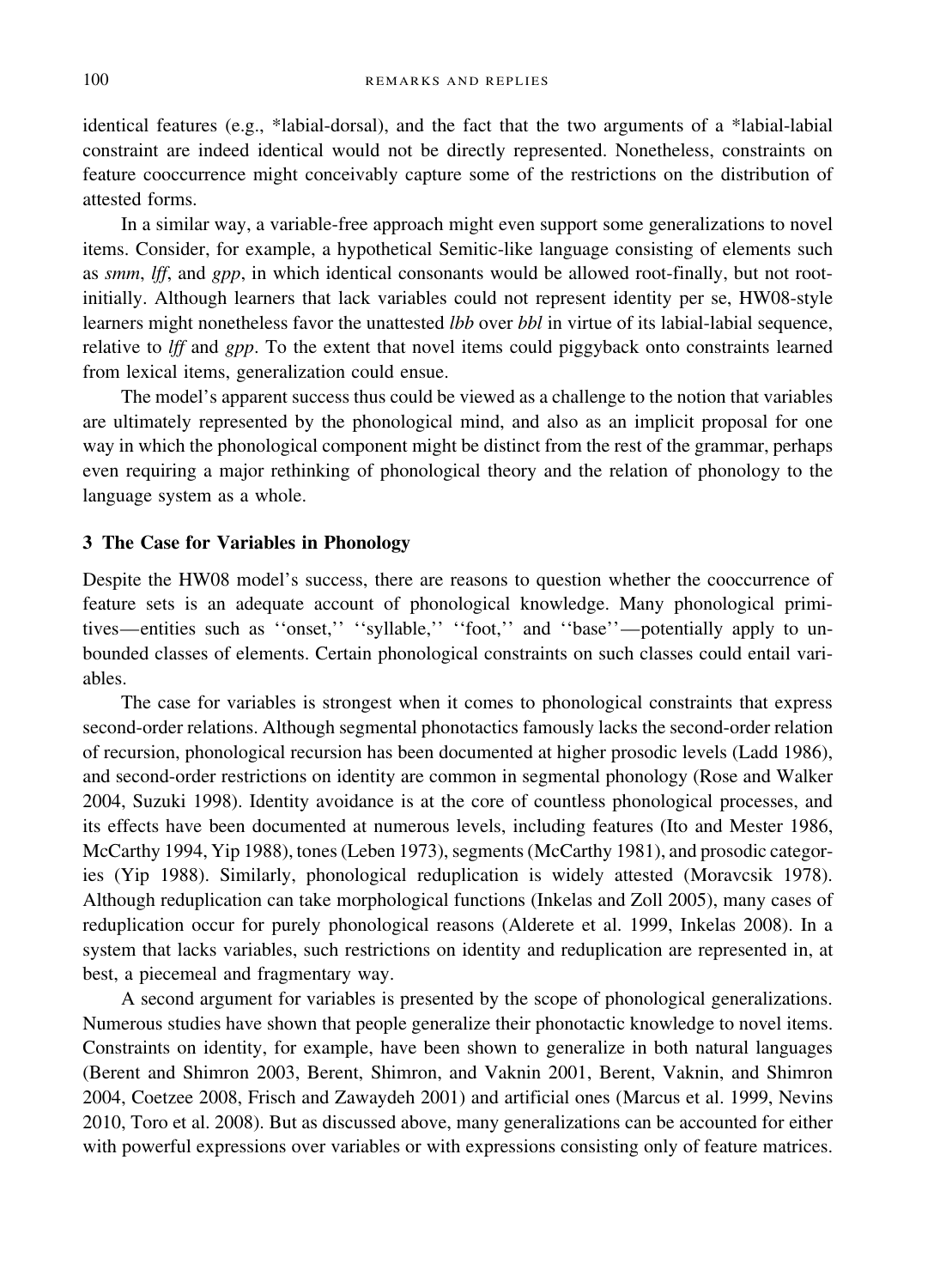identical features (e.g., *labial-dorsal), and the fact that the two arguments of a *labial-labial constraint are indeed identical would not be directly represented. Nonetheless, constraints on feature cooccurrence might conceivably capture some of the restrictions on the distribution of attested forms.

In a similar way, a variable-free approach might even support some generalizations to novel items. Consider, for example, a hypothetical Semitic-like language consisting of elements such as *smm*, *lff*, and *gpp*, in which identical consonants would be allowed root-finally, but not root-initially. Although learners that lack variables could not represent identity per se, HW08-style learners might nonetheless favor the unattested *lbb* over *bbl* in virtue of its labial-labial sequence, relative to *lff* and *gpp*. To the extent that novel items could piggyback onto constraints learned from lexical items, generalization could ensue.

The model's apparent success thus could be viewed as a challenge to the notion that variables are ultimately represented by the phonological mind, and also as an implicit proposal for one way in which the phonological component might be distinct from the rest of the grammar, perhaps even requiring a major rethinking of phonological theory and the relation of phonology to the language system as a whole.

## 3 The Case for Variables in Phonology

Despite the HW08 model's success, there are reasons to question whether the cooccurrence of feature sets is an adequate account of phonological knowledge. Many phonological primitives—entities such as ''onset,'' ''syllable,'' ''foot,'' and ''base''—potentially apply to unbounded classes of elements. Certain phonological constraints on such classes could entail variables.

The case for variables is strongest when it comes to phonological constraints that express second-order relations. Although segmental phonotactics famously lacks the second-order relation of recursion, phonological recursion has been documented at higher prosodic levels (Ladd 1986), and second-order restrictions on identity are common in segmental phonology (Rose and Walker 2004, Suzuki 1998). Identity avoidance is at the core of countless phonological processes, and its effects have been documented at numerous levels, including features (Ito and Mester 1986, McCarthy 1994, Yip 1988), tones (Leben 1973), segments (McCarthy 1981), and prosodic categories (Yip 1988). Similarly, phonological reduplication is widely attested (Moravcsik 1978). Although reduplication can take morphological functions (Inkelas and Zoll 2005), many cases of reduplication occur for purely phonological reasons (Alderete et al. 1999, Inkelas 2008). In a system that lacks variables, such restrictions on identity and reduplication are represented in, at best, a piecemeal and fragmentary way.

A second argument for variables is presented by the scope of phonological generalizations. Numerous studies have shown that people generalize their phonotactic knowledge to novel items. Constraints on identity, for example, have been shown to generalize in both natural languages (Berent and Shimron 2003, Berent, Shimron, and Vaknin 2001, Berent, Vaknin, and Shimron 2004, Coetzee 2008, Frisch and Zawaydeh 2001) and artificial ones (Marcus et al. 1999, Nevins 2010, Toro et al. 2008). But as discussed above, many generalizations can be accounted for either with powerful expressions over variables or with expressions consisting only of feature matrices.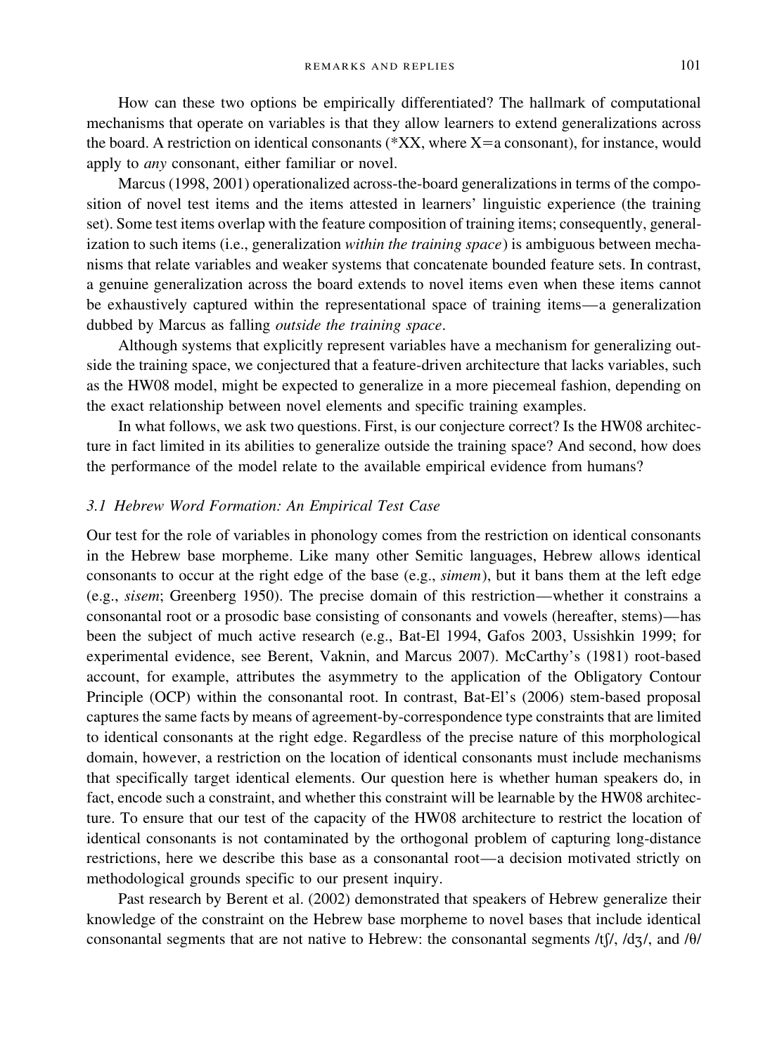How can these two options be empirically differentiated? The hallmark of computational mechanisms that operate on variables is that they allow learners to extend generalizations across the board. A restriction on identical consonants (*XX, where X=a consonant), for instance, would apply to *any* consonant, either familiar or novel.

Marcus (1998, 2001) operationalized across-the-board generalizations in terms of the composition of novel test items and the items attested in learners' linguistic experience (the training set). Some test items overlap with the feature composition of training items; consequently, generalization to such items (i.e., generalization *within the training space*) is ambiguous between mechanisms that relate variables and weaker systems that concatenate bounded feature sets. In contrast, a genuine generalization across the board extends to novel items even when these items cannot be exhaustively captured within the representational space of training items—a generalization dubbed by Marcus as falling *outside the training space*.

Although systems that explicitly represent variables have a mechanism for generalizing outside the training space, we conjectured that a feature-driven architecture that lacks variables, such as the HW08 model, might be expected to generalize in a more piecemeal fashion, depending on the exact relationship between novel elements and specific training examples.

In what follows, we ask two questions. First, is our conjecture correct? Is the HW08 architecture in fact limited in its abilities to generalize outside the training space? And second, how does the performance of the model relate to the available empirical evidence from humans?

### 3.1 Hebrew Word Formation: An Empirical Test Case

Our test for the role of variables in phonology comes from the restriction on identical consonants in the Hebrew base morpheme. Like many other Semitic languages, Hebrew allows identical consonants to occur at the right edge of the base (e.g., *simem*), but it bans them at the left edge (e.g., *sisem*; Greenberg 1950). The precise domain of this restriction—whether it constrains a consonantal root or a prosodic base consisting of consonants and vowels (hereafter, stems)—has been the subject of much active research (e.g., Bat-El 1994, Gafos 2003, Ussishkin 1999; for experimental evidence, see Berent, Vaknin, and Marcus 2007). McCarthy's (1981) root-based account, for example, attributes the asymmetry to the application of the Obligatory Contour Principle (OCP) within the consonantal root. In contrast, Bat-El's (2006) stem-based proposal captures the same facts by means of agreement-by-correspondence type constraints that are limited to identical consonants at the right edge. Regardless of the precise nature of this morphological domain, however, a restriction on the location of identical consonants must include mechanisms that specifically target identical elements. Our question here is whether human speakers do, in fact, encode such a constraint, and whether this constraint will be learnable by the HW08 architecture. To ensure that our test of the capacity of the HW08 architecture to restrict the location of identical consonants is not contaminated by the orthogonal problem of capturing long-distance restrictions, here we describe this base as a consonantal root—a decision motivated strictly on methodological grounds specific to our present inquiry.

Past research by Berent et al. (2002) demonstrated that speakers of Hebrew generalize their knowledge of the constraint on the Hebrew base morpheme to novel bases that include identical consonantal segments that are not native to Hebrew: the consonantal segments /tʃ/, /dʒ/, and /θ/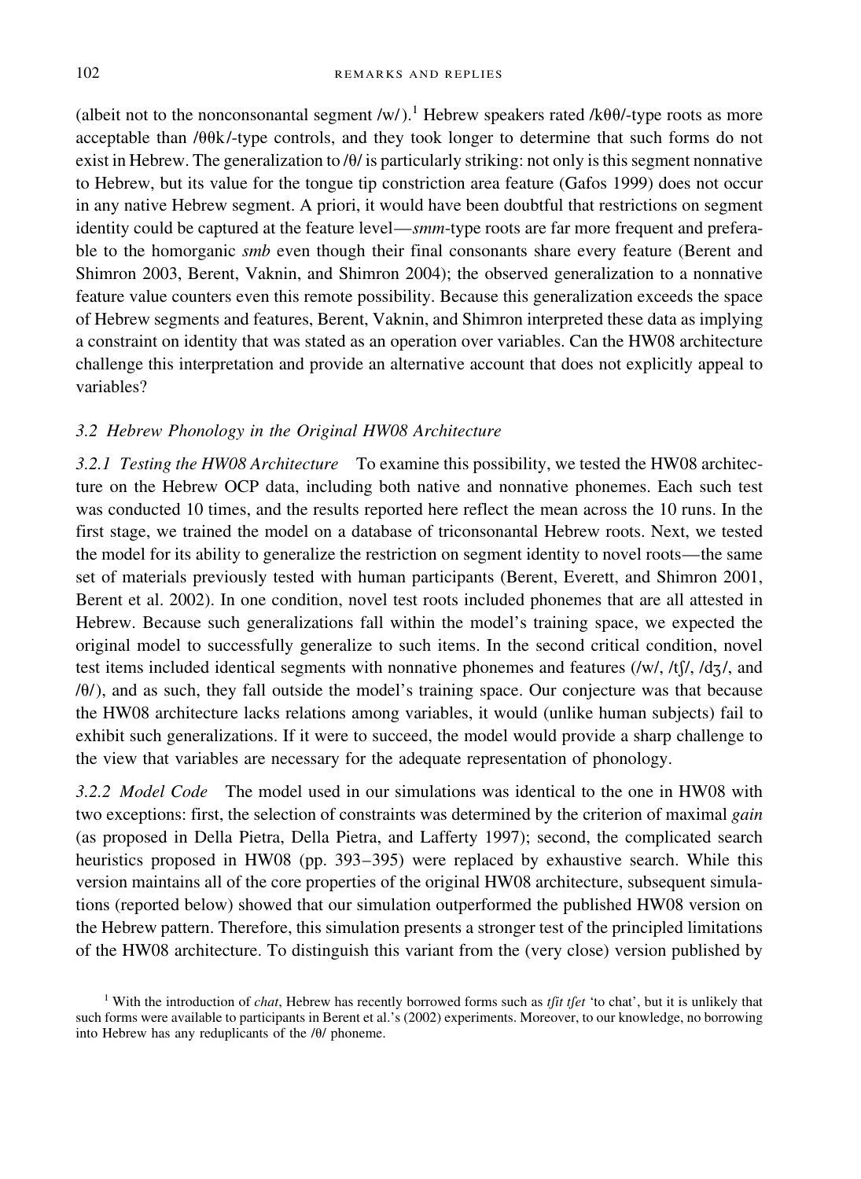(albeit not to the nonconsonantal segment /w/).[1] Hebrew speakers rated /kθθ/-type roots as more acceptable than /θθk/-type controls, and they took longer to determine that such forms do not exist in Hebrew. The generalization to /θ/ is particularly striking: not only is this segment nonnative to Hebrew, but its value for the tongue tip constriction area feature (Gafos 1999) does not occur in any native Hebrew segment. A priori, it would have been doubtful that restrictions on segment identity could be captured at the feature level—*smm*-type roots are far more frequent and preferable to the homorganic *smb* even though their final consonants share every feature (Berent and Shimron 2003, Berent, Vaknin, and Shimron 2004); the observed generalization to a nonnative feature value counters even this remote possibility. Because this generalization exceeds the space of Hebrew segments and features, Berent, Vaknin, and Shimron interpreted these data as implying a constraint on identity that was stated as an operation over variables. Can the HW08 architecture challenge this interpretation and provide an alternative account that does not explicitly appeal to variables?

### 3.2 Hebrew Phonology in the Original HW08 Architecture

*3.2.1 Testing the HW08 Architecture* To examine this possibility, we tested the HW08 architecture on the Hebrew OCP data, including both native and nonnative phonemes. Each such test was conducted 10 times, and the results reported here reflect the mean across the 10 runs. In the first stage, we trained the model on a database of triconsonantal Hebrew roots. Next, we tested the model for its ability to generalize the restriction on segment identity to novel roots—the same set of materials previously tested with human participants (Berent, Everett, and Shimron 2001, Berent et al. 2002). In one condition, novel test roots included phonemes that are all attested in Hebrew. Because such generalizations fall within the model's training space, we expected the original model to successfully generalize to such items. In the second critical condition, novel test items included identical segments with nonnative phonemes and features (/w/, /tʃ/, /dʒ/, and /θ/), and as such, they fall outside the model's training space. Our conjecture was that because the HW08 architecture lacks relations among variables, it would (unlike human subjects) fail to exhibit such generalizations. If it were to succeed, the model would provide a sharp challenge to the view that variables are necessary for the adequate representation of phonology.

*3.2.2 Model Code* The model used in our simulations was identical to the one in HW08 with two exceptions: first, the selection of constraints was determined by the criterion of maximal *gain* (as proposed in Della Pietra, Della Pietra, and Lafferty 1997); second, the complicated search heuristics proposed in HW08 (pp. 393–395) were replaced by exhaustive search. While this version maintains all of the core properties of the original HW08 architecture, subsequent simulations (reported below) showed that our simulation outperformed the published HW08 version on the Hebrew pattern. Therefore, this simulation presents a stronger test of the principled limitations of the HW08 architecture. To distinguish this variant from the (very close) version published by

[1] With the introduction of *chat*, Hebrew has recently borrowed forms such as *tʃit tʃet* 'to chat', but it is unlikely that such forms were available to participants in Berent et al.'s (2002) experiments. Moreover, to our knowledge, no borrowing into Hebrew has any reduplicants of the /θ/ phoneme.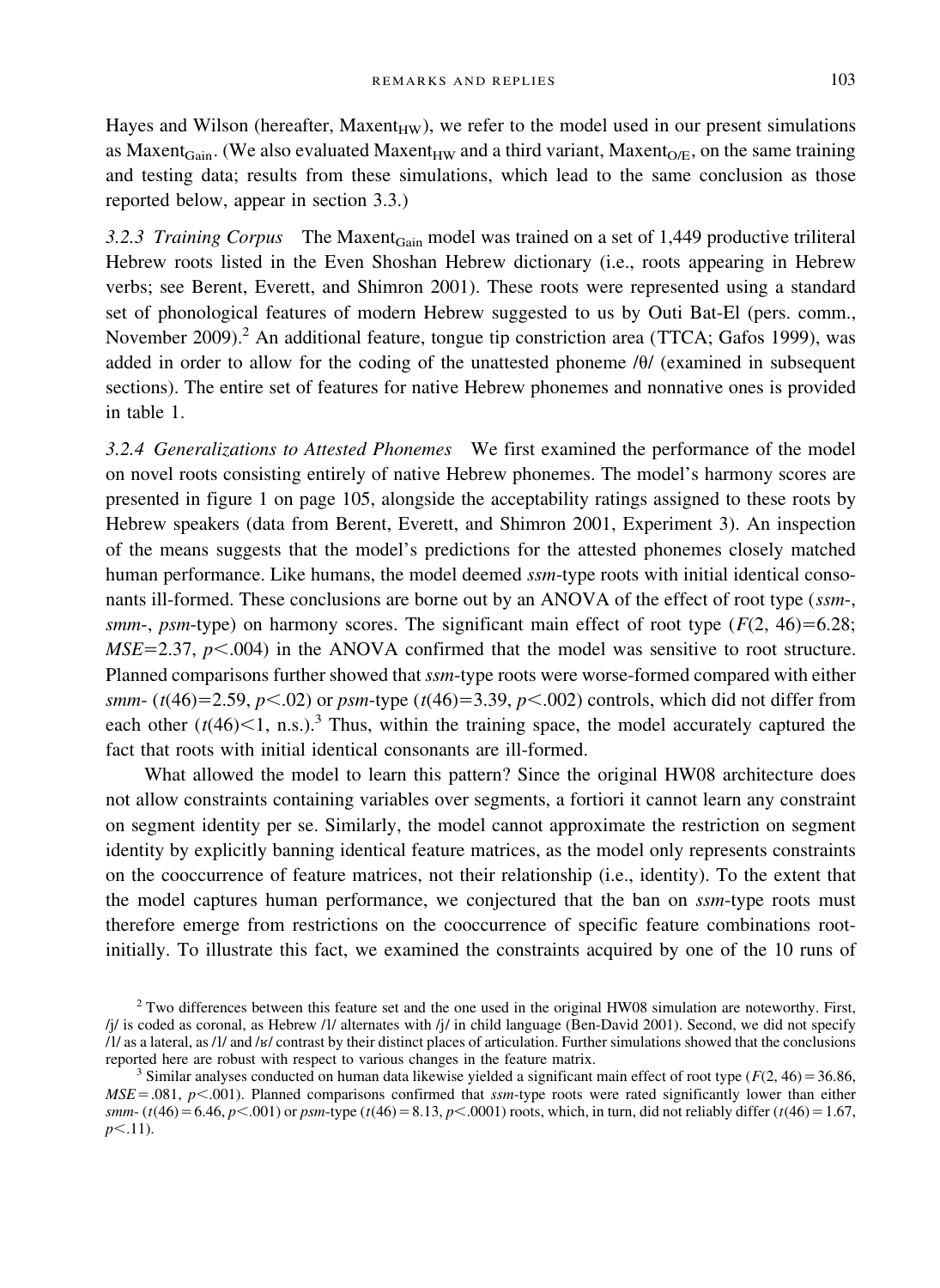Hayes and Wilson (hereafter, $\text{Maxent}_{\text{HW}}$), we refer to the model used in our present simulations as $\text{Maxent}_{\text{Gain}}$. (We also evaluated $\text{Maxent}_{\text{HW}}$ and a third variant, $\text{Maxent}_{\text{O/E}}$, on the same training and testing data; results from these simulations, which lead to the same conclusion as those reported below, appear in section 3.3.)

*3.2.3 Training Corpus* The $\text{Maxent}_{\text{Gain}}$ model was trained on a set of 1,449 productive triliteral Hebrew roots listed in the Even Shoshan Hebrew dictionary (i.e., roots appearing in Hebrew verbs; see Berent, Everett, and Shimron 2001). These roots were represented using a standard set of phonological features of modern Hebrew suggested to us by Outi Bat-El (pers. comm., November 2009).[2] An additional feature, tongue tip constriction area (TTCA; Gafos 1999), was added in order to allow for the coding of the unattested phoneme /θ/ (examined in subsequent sections). The entire set of features for native Hebrew phonemes and nonnative ones is provided in table 1.

*3.2.4 Generalizations to Attested Phonemes* We first examined the performance of the model on novel roots consisting entirely of native Hebrew phonemes. The model's harmony scores are presented in figure 1 on page 105, alongside the acceptability ratings assigned to these roots by Hebrew speakers (data from Berent, Everett, and Shimron 2001, Experiment 3). An inspection of the means suggests that the model's predictions for the attested phonemes closely matched human performance. Like humans, the model deemed *ssm*-type roots with initial identical consonants ill-formed. These conclusions are borne out by an ANOVA of the effect of root type (*ssm*-, *smm*-, *psm*-type) on harmony scores. The significant main effect of root type ($F(2, 46)=6.28$; $MSE=2.37$, $p<.004$) in the ANOVA confirmed that the model was sensitive to root structure. Planned comparisons further showed that *ssm*-type roots were worse-formed compared with either *smm*- ($t(46)=2.59$, $p<.02$) or *psm*-type ($t(46)=3.39$, $p<.002$) controls, which did not differ from each other ($t(46)<1$, n.s.).[3] Thus, within the training space, the model accurately captured the fact that roots with initial identical consonants are ill-formed.

What allowed the model to learn this pattern? Since the original HW08 architecture does not allow constraints containing variables over segments, a fortiori it cannot learn any constraint on segment identity per se. Similarly, the model cannot approximate the restriction on segment identity by explicitly banning identical feature matrices, as the model only represents constraints on the cooccurrence of feature matrices, not their relationship (i.e., identity). To the extent that the model captures human performance, we conjectured that the ban on *ssm*-type roots must therefore emerge from restrictions on the cooccurrence of specific feature combinations root-initially. To illustrate this fact, we examined the constraints acquired by one of the 10 runs of

[2] Two differences between this feature set and the one used in the original HW08 simulation are noteworthy. First, /j/ is coded as coronal, as Hebrew /l/ alternates with /j/ in child language (Ben-David 2001). Second, we did not specify /l/ as a lateral, as /l/ and /ʁ/ contrast by their distinct places of articulation. Further simulations showed that the conclusions reported here are robust with respect to various changes in the feature matrix.

[3] Similar analyses conducted on human data likewise yielded a significant main effect of root type ($F(2, 46) = 36.86$, $MSE = .081$, $p<.001$). Planned comparisons confirmed that *ssm*-type roots were rated significantly lower than either *smm*- ($t(46) = 6.46$, $p<.001$) or *psm*-type ($t(46) = 8.13$, $p<.0001$) roots, which, in turn, did not reliably differ ($t(46) = 1.67$, $p<.11$).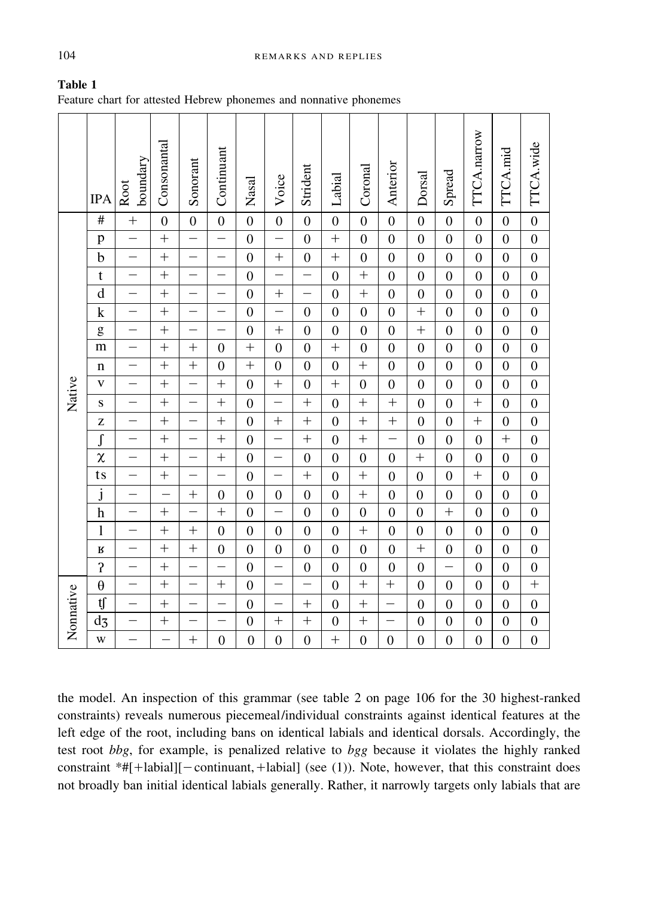**Table 1**
Feature chart for attested Hebrew phonemes and nonnative phonemes

| | IPA | Root boundary | Consonantal | Sonorant | Continuant | Nasal | Voice | Strident | Labial | Coronal | Anterior | Dorsal | Spread | TTCA.narrow | TTCA.mid | TTCA.wide |
|---|---|---|---|---|---|---|---|---|---|---|---|---|---|---|---|---|
| Native | # | + | 0 | 0 | 0 | 0 | 0 | 0 | 0 | 0 | 0 | 0 | 0 | 0 | 0 | 0 |
| | p | − | + | − | − | 0 | − | 0 | + | 0 | 0 | 0 | 0 | 0 | 0 | 0 |
| | b | − | + | − | − | 0 | + | 0 | + | 0 | 0 | 0 | 0 | 0 | 0 | 0 |
| | t | − | + | − | − | 0 | − | − | 0 | + | 0 | 0 | 0 | 0 | 0 | 0 |
| | d | − | + | − | − | 0 | + | − | 0 | + | 0 | 0 | 0 | 0 | 0 | 0 |
| | k | − | + | − | − | 0 | − | 0 | 0 | 0 | 0 | + | 0 | 0 | 0 | 0 |
| | g | − | + | − | − | 0 | + | 0 | 0 | 0 | 0 | + | 0 | 0 | 0 | 0 |
| | m | − | + | + | 0 | + | 0 | 0 | + | 0 | 0 | 0 | 0 | 0 | 0 | 0 |
| | n | − | + | + | 0 | + | 0 | 0 | 0 | + | 0 | 0 | 0 | 0 | 0 | 0 |
| | v | − | + | − | + | 0 | + | 0 | + | 0 | 0 | 0 | 0 | 0 | 0 | 0 |
| | s | − | + | − | + | 0 | − | + | 0 | + | + | 0 | 0 | + | 0 | 0 |
| | z | − | + | − | + | 0 | + | + | 0 | + | + | 0 | 0 | + | 0 | 0 |
| | ʃ | − | + | − | + | 0 | − | + | 0 | + | − | 0 | 0 | 0 | + | 0 |
| | χ | − | + | − | + | 0 | − | 0 | 0 | 0 | 0 | + | 0 | 0 | 0 | 0 |
| | ts | − | + | − | − | 0 | − | + | 0 | + | 0 | 0 | 0 | + | 0 | 0 |
| | j | − | − | + | 0 | 0 | 0 | 0 | 0 | + | 0 | 0 | 0 | 0 | 0 | 0 |
| | h | − | + | − | + | 0 | − | 0 | 0 | 0 | 0 | 0 | + | 0 | 0 | 0 |
| | l | − | + | + | 0 | 0 | 0 | 0 | 0 | + | 0 | 0 | 0 | 0 | 0 | 0 |
| | ʁ | − | + | + | 0 | 0 | 0 | 0 | 0 | 0 | 0 | + | 0 | 0 | 0 | 0 |
| | ʔ | − | + | − | − | 0 | − | 0 | 0 | 0 | 0 | 0 | − | 0 | 0 | 0 |
| Nonnative | θ | − | + | − | + | 0 | − | − | 0 | + | + | 0 | 0 | 0 | 0 | + |
| | tʃ | − | + | − | − | 0 | − | + | 0 | + | − | 0 | 0 | 0 | 0 | 0 |
| | dʒ | − | + | − | − | 0 | + | + | 0 | + | − | 0 | 0 | 0 | 0 | 0 |
| | w | − | − | + | 0 | 0 | 0 | 0 | + | 0 | 0 | 0 | 0 | 0 | 0 | 0 |

the model. An inspection of this grammar (see table 2 on page 106 for the 30 highest-ranked constraints) reveals numerous piecemeal/individual constraints against identical features at the left edge of the root, including bans on identical labials and identical dorsals. Accordingly, the test root *bbg*, for example, is penalized relative to *bgg* because it violates the highly ranked constraint \*#[+labial][−continuant, +labial] (see (1)). Note, however, that this constraint does not broadly ban initial identical labials generally. Rather, it narrowly targets only labials that are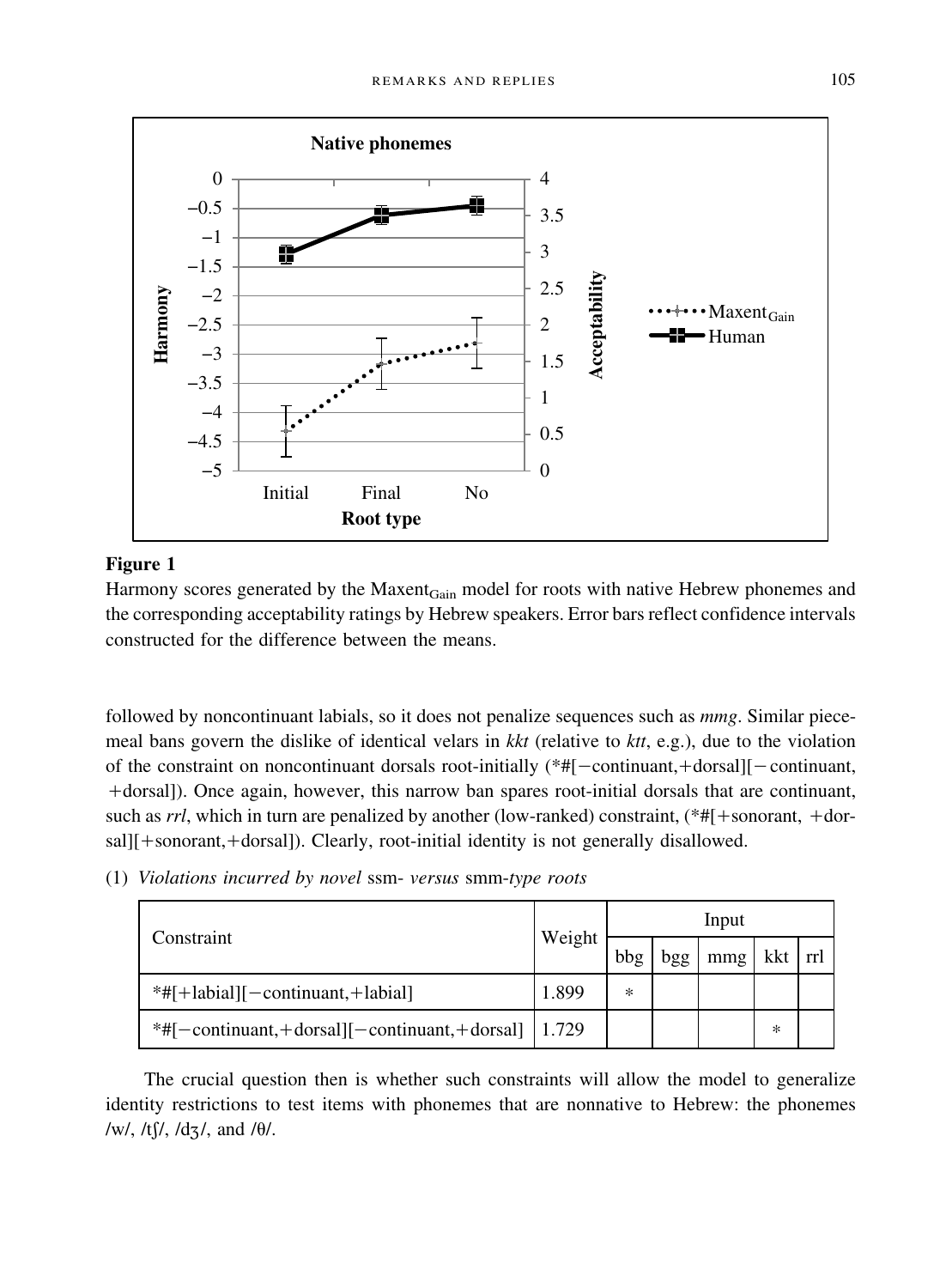Native phonemes

Harmony

0
−0.5
−1
−1.5
−2
−2.5
−3
−3.5
−4
−4.5
−5

Acceptability

4
3.5
3
2.5
2
1.5
1
0.5
0

Initial
Final
No

Root type

$\text{Maxent}_{\text{Gain}}$
Human

**Figure 1**

Harmony scores generated by the $\text{Maxent}_{\text{Gain}}$ model for roots with native Hebrew phonemes and the corresponding acceptability ratings by Hebrew speakers. Error bars reflect confidence intervals constructed for the difference between the means.

followed by noncontinuant labials, so it does not penalize sequences such as *mmg*. Similar piecemeal bans govern the dislike of identical velars in *kkt* (relative to *ktt*, e.g.), due to the violation of the constraint on noncontinuant dorsals root-initially (*#[−continuant,+dorsal][−continuant, +dorsal]). Once again, however, this narrow ban spares root-initial dorsals that are continuant, such as *rrl*, which in turn are penalized by another (low-ranked) constraint, (*#[+sonorant, +dorsal][+sonorant,+dorsal]). Clearly, root-initial identity is not generally disallowed.

(1) *Violations incurred by novel* ssm- *versus* smm-*type roots*

| Constraint | Weight | Input | | | | |
|---|---|---|---|---|---|---|
| | | bbg | bgg | mmg | kkt | rrl |
| *#[+labial][−continuant,+labial] | 1.899 | * | | | | |
| *#[−continuant,+dorsal][−continuant,+dorsal] | 1.729 | | | | * | |

The crucial question then is whether such constraints will allow the model to generalize identity restrictions to test items with phonemes that are nonnative to Hebrew: the phonemes /w/, /tʃ/, /dʒ/, and /θ/.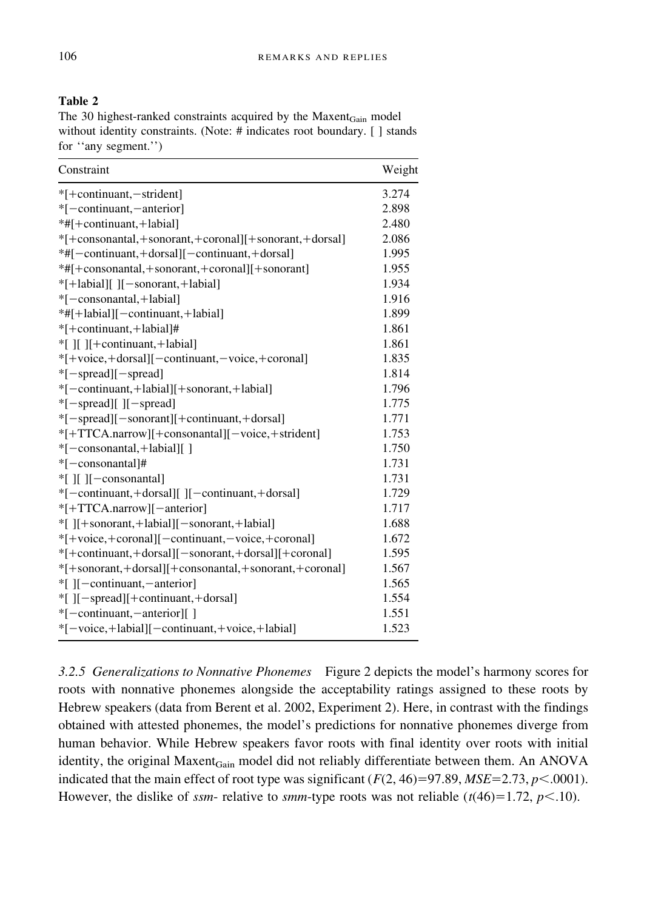**Table 2**

The 30 highest-ranked constraints acquired by the $\text{Maxent}_{\text{Gain}}$ model without identity constraints. (Note: # indicates root boundary. [ ] stands for ''any segment.'')

| Constraint | Weight |
|---|---|
| *[+continuant,−strident] | 3.274 |
| *[−continuant,−anterior] | 2.898 |
| *#[+continuant,+labial] | 2.480 |
| *[+consonantal,+sonorant,+coronal][+sonorant,+dorsal] | 2.086 |
| *#[−continuant,+dorsal][−continuant,+dorsal] | 1.995 |
| *#[+consonantal,+sonorant,+coronal][+sonorant] | 1.955 |
| *[+labial][ ][−sonorant,+labial] | 1.934 |
| *[−consonantal,+labial] | 1.916 |
| *#[+labial][−continuant,+labial] | 1.899 |
| *[+continuant,+labial]# | 1.861 |
| *[ ][ ][+continuant,+labial] | 1.861 |
| *[+voice,+dorsal][−continuant,−voice,+coronal] | 1.835 |
| *[−spread][−spread] | 1.814 |
| *[−continuant,+labial][+sonorant,+labial] | 1.796 |
| *[−spread][ ][−spread] | 1.775 |
| *[−spread][−sonorant][+continuant,+dorsal] | 1.771 |
| *[+TTCA.narrow][+consonantal][−voice,+strident] | 1.753 |
| *[−consonantal,+labial][ ] | 1.750 |
| *[−consonantal]# | 1.731 |
| *[ ][ ][−consonantal] | 1.731 |
| *[−continuant,+dorsal][ ][−continuant,+dorsal] | 1.729 |
| *[+TTCA.narrow][−anterior] | 1.717 |
| *[ ][+sonorant,+labial][−sonorant,+labial] | 1.688 |
| *[+voice,+coronal][−continuant,−voice,+coronal] | 1.672 |
| *[+continuant,+dorsal][−sonorant,+dorsal][+coronal] | 1.595 |
| *[+sonorant,+dorsal][+consonantal,+sonorant,+coronal] | 1.567 |
| *[ ][−continuant,−anterior] | 1.565 |
| *[ ][−spread][+continuant,+dorsal] | 1.554 |
| *[−continuant,−anterior][ ] | 1.551 |
| *[−voice,+labial][−continuant,+voice,+labial] | 1.523 |

*3.2.5 Generalizations to Nonnative Phonemes* Figure 2 depicts the model's harmony scores for roots with nonnative phonemes alongside the acceptability ratings assigned to these roots by Hebrew speakers (data from Berent et al. 2002, Experiment 2). Here, in contrast with the findings obtained with attested phonemes, the model's predictions for nonnative phonemes diverge from human behavior. While Hebrew speakers favor roots with final identity over roots with initial identity, the original $\text{Maxent}_{\text{Gain}}$ model did not reliably differentiate between them. An ANOVA indicated that the main effect of root type was significant ($F(2, 46)=97.89$, $MSE=2.73$, $p<.0001$). However, the dislike of *ssm*- relative to *smm*-type roots was not reliable ($t(46)=1.72$, $p<.10$).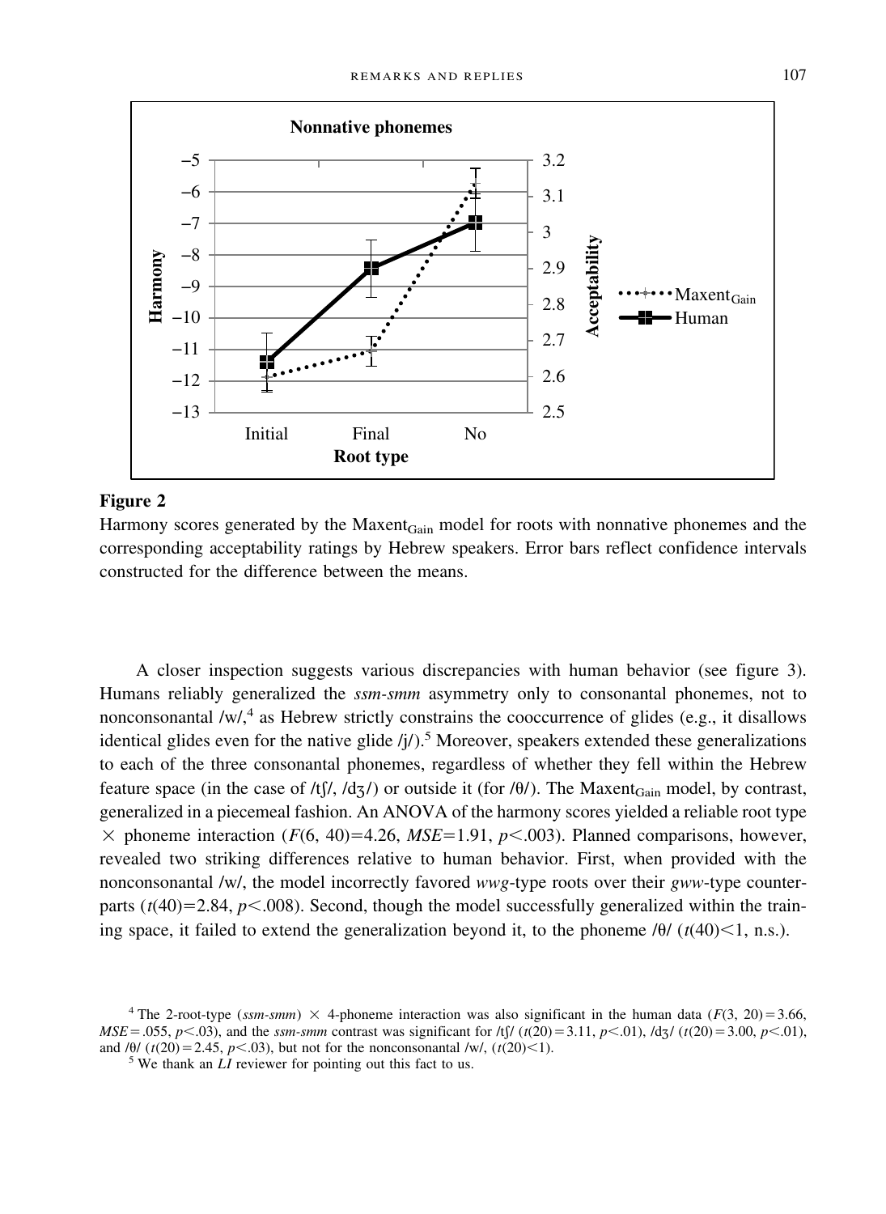Nonnative phonemes

Harmony

−5
−6
−7
−8
−9
−10
−11
−12
−13

Acceptability

3.2
3.1
3
2.9
2.8
2.7
2.6
2.5

Initial
Final
No

Root type

$\text{Maxent}_{\text{Gain}}$

Human

**Figure 2**

Harmony scores generated by the $\text{Maxent}_{\text{Gain}}$ model for roots with nonnative phonemes and the corresponding acceptability ratings by Hebrew speakers. Error bars reflect confidence intervals constructed for the difference between the means.

A closer inspection suggests various discrepancies with human behavior (see figure 3). Humans reliably generalized the *ssm-smm* asymmetry only to consonantal phonemes, not to nonconsonantal /w/,[4] as Hebrew strictly constrains the cooccurrence of glides (e.g., it disallows identical glides even for the native glide /j/).[5] Moreover, speakers extended these generalizations to each of the three consonantal phonemes, regardless of whether they fell within the Hebrew feature space (in the case of /tʃ/, /dʒ/) or outside it (for /θ/). The $\text{Maxent}_{\text{Gain}}$ model, by contrast, generalized in a piecemeal fashion. An ANOVA of the harmony scores yielded a reliable root type × phoneme interaction ($F(6, 40)=4.26$, $MSE=1.91$, $p<.003$). Planned comparisons, however, revealed two striking differences relative to human behavior. First, when provided with the nonconsonantal /w/, the model incorrectly favored *wwg*-type roots over their *gww*-type counterparts ($t(40)=2.84$, $p<.008$). Second, though the model successfully generalized within the training space, it failed to extend the generalization beyond it, to the phoneme /θ/ ($t(40)<1$, n.s.).

[4] The 2-root-type (*ssm-smm*) × 4-phoneme interaction was also significant in the human data ($F(3, 20)=3.66$, $MSE=.055$, $p<.03$), and the *ssm-smm* contrast was significant for /tʃ/ ($t(20)=3.11$, $p<.01$), /dʒ/ ($t(20)=3.00$, $p<.01$), and /θ/ ($t(20)=2.45$, $p<.03$), but not for the nonconsonantal /w/, ($t(20)<1$).

[5] We thank an *LI* reviewer for pointing out this fact to us.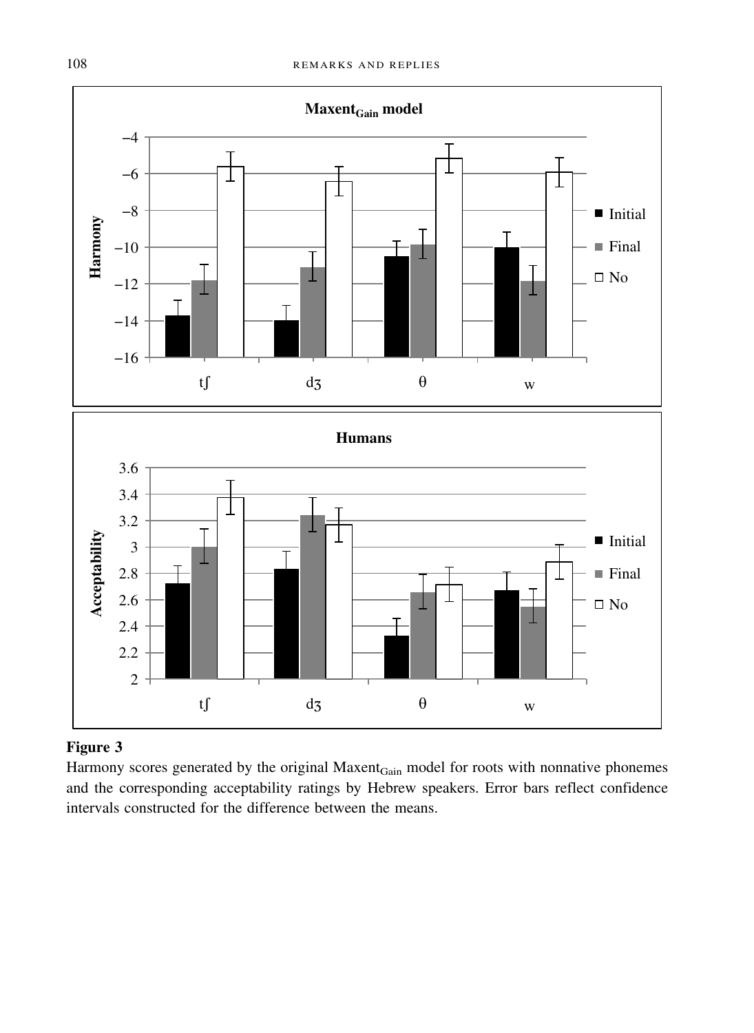**Maxent$_{Gain}$ model**

Harmony

−4
−6
−8
−10
−12
−14
−16

tʃ dʒ θ w

■ Initial
■ Final
□ No

**Humans**

Acceptability

3.6
3.4
3.2
3
2.8
2.6
2.4
2.2
2

tʃ dʒ θ w

■ Initial
■ Final
□ No

**Figure 3**

Harmony scores generated by the original Maxent$_{Gain}$ model for roots with nonnative phonemes and the corresponding acceptability ratings by Hebrew speakers. Error bars reflect confidence intervals constructed for the difference between the means.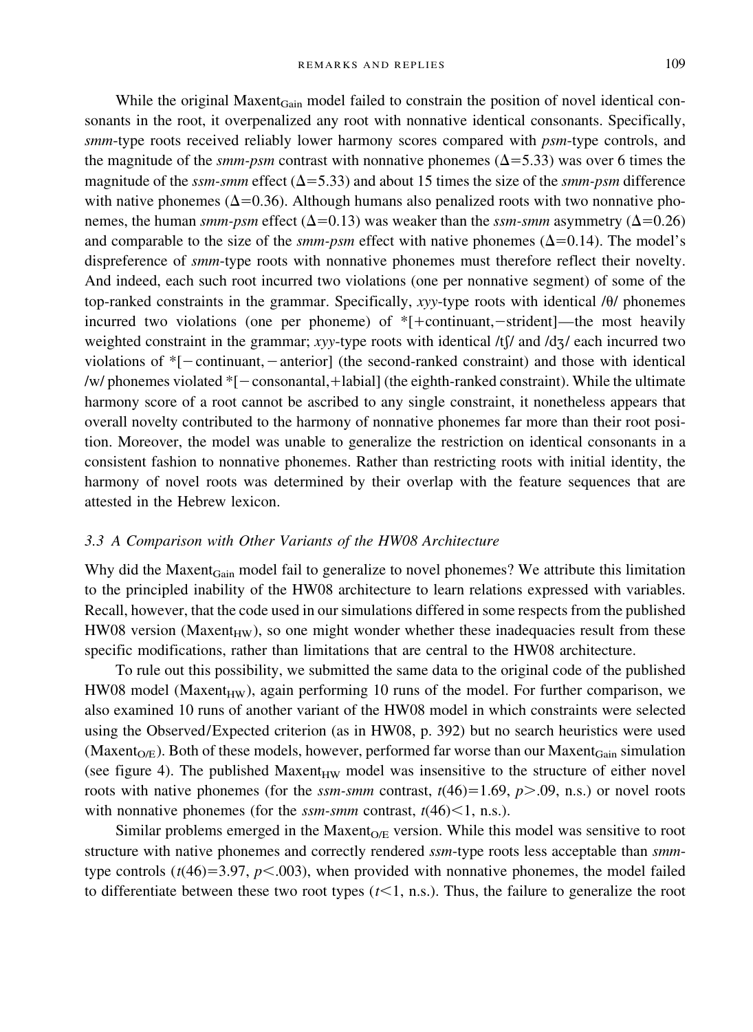While the original $\text{Maxent}_{\text{Gain}}$ model failed to constrain the position of novel identical consonants in the root, it overpenalized any root with nonnative identical consonants. Specifically, *smm*-type roots received reliably lower harmony scores compared with *psm*-type controls, and the magnitude of the *smm-psm* contrast with nonnative phonemes ($\Delta$=5.33) was over 6 times the magnitude of the *ssm-smm* effect ($\Delta$=5.33) and about 15 times the size of the *smm-psm* difference with native phonemes ($\Delta$=0.36). Although humans also penalized roots with two nonnative phonemes, the human *smm-psm* effect ($\Delta$=0.13) was weaker than the *ssm-smm* asymmetry ($\Delta$=0.26) and comparable to the size of the *smm-psm* effect with native phonemes ($\Delta$=0.14). The model's dispreference of *smm*-type roots with nonnative phonemes must therefore reflect their novelty. And indeed, each such root incurred two violations (one per nonnative segment) of some of the top-ranked constraints in the grammar. Specifically, *xyy*-type roots with identical /θ/ phonemes incurred two violations (one per phoneme) of *[+continuant,−strident]—the most heavily weighted constraint in the grammar; *xyy*-type roots with identical /tʃ/ and /dʒ/ each incurred two violations of *[−continuant,−anterior] (the second-ranked constraint) and those with identical /w/ phonemes violated *[−consonantal,+labial] (the eighth-ranked constraint). While the ultimate harmony score of a root cannot be ascribed to any single constraint, it nonetheless appears that overall novelty contributed to the harmony of nonnative phonemes far more than their root position. Moreover, the model was unable to generalize the restriction on identical consonants in a consistent fashion to nonnative phonemes. Rather than restricting roots with initial identity, the harmony of novel roots was determined by their overlap with the feature sequences that are attested in the Hebrew lexicon.

### 3.3 A Comparison with Other Variants of the HW08 Architecture

Why did the $\text{Maxent}_{\text{Gain}}$ model fail to generalize to novel phonemes? We attribute this limitation to the principled inability of the HW08 architecture to learn relations expressed with variables. Recall, however, that the code used in our simulations differed in some respects from the published HW08 version ($\text{Maxent}_{\text{HW}}$), so one might wonder whether these inadequacies result from these specific modifications, rather than limitations that are central to the HW08 architecture.

To rule out this possibility, we submitted the same data to the original code of the published HW08 model ($\text{Maxent}_{\text{HW}}$), again performing 10 runs of the model. For further comparison, we also examined 10 runs of another variant of the HW08 model in which constraints were selected using the Observed/Expected criterion (as in HW08, p. 392) but no search heuristics were used ($\text{Maxent}_{\text{O/E}}$). Both of these models, however, performed far worse than our $\text{Maxent}_{\text{Gain}}$ simulation (see figure 4). The published $\text{Maxent}_{\text{HW}}$ model was insensitive to the structure of either novel roots with native phonemes (for the *ssm-smm* contrast, $t(46)=1.69$, $p>.09$, n.s.) or novel roots with nonnative phonemes (for the *ssm-smm* contrast, $t(46)<1$, n.s.).

Similar problems emerged in the $\text{Maxent}_{\text{O/E}}$ version. While this model was sensitive to root structure with native phonemes and correctly rendered *ssm*-type roots less acceptable than *smm*-type controls ($t(46)=3.97$, $p<.003$), when provided with nonnative phonemes, the model failed to differentiate between these two root types ($t<1$, n.s.). Thus, the failure to generalize the root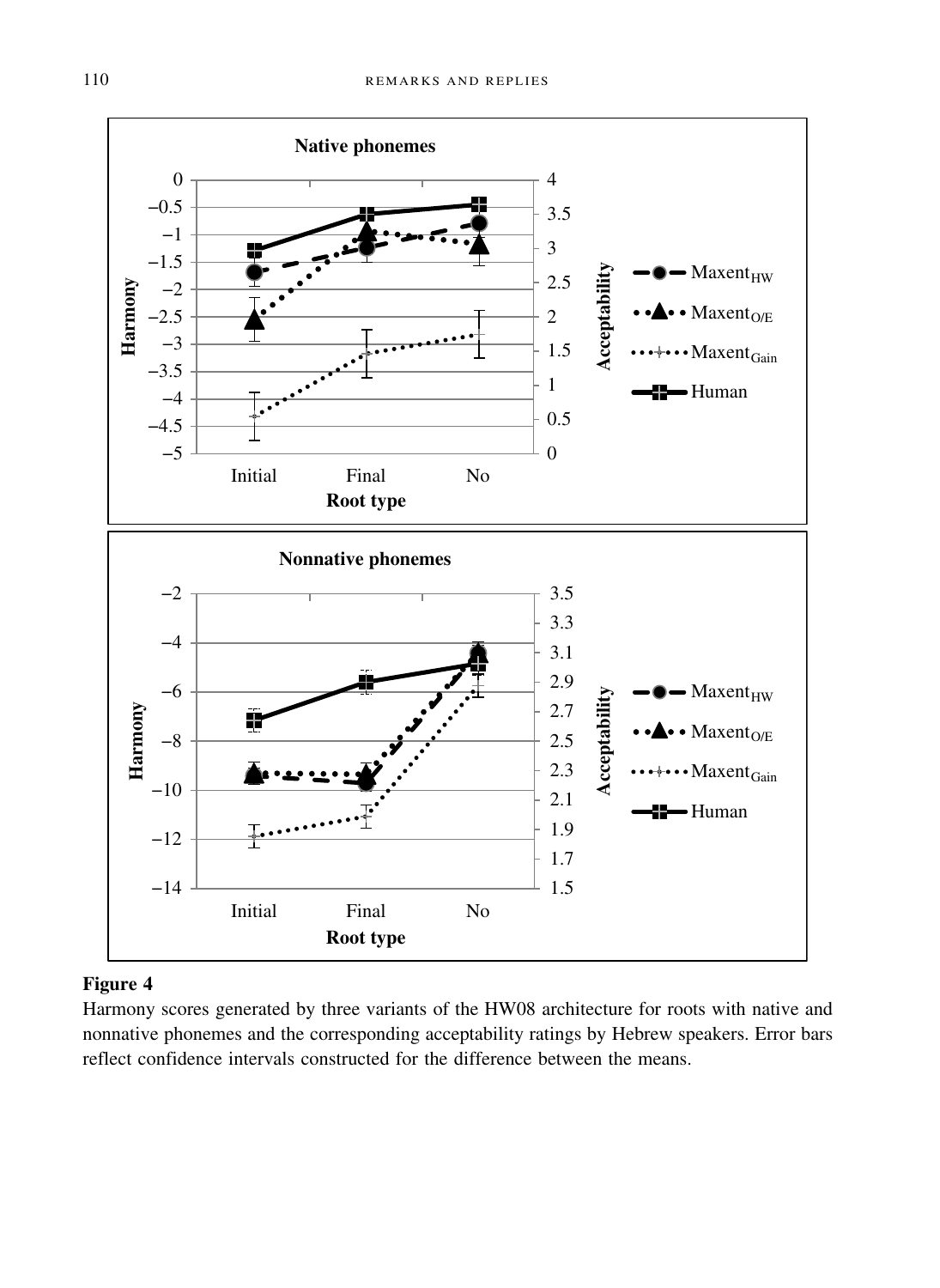Native phonemes

Harmony

0
−0.5
−1
−1.5
−2
−2.5
−3
−3.5
−4
−4.5
−5

Acceptability

4
3.5
3
2.5
2
1.5
1
0.5
0

Initial Final No

Root type

$\text{Maxent}_{\text{HW}}$
$\text{Maxent}_{\text{O/E}}$
$\text{Maxent}_{\text{Gain}}$
Human

Nonnative phonemes

Harmony

−2
−4
−6
−8
−10
−12
−14

Acceptability

3.5
3.3
3.1
2.9
2.7
2.5
2.3
2.1
1.9
1.7
1.5

Initial Final No

Root type

$\text{Maxent}_{\text{HW}}$
$\text{Maxent}_{\text{O/E}}$
$\text{Maxent}_{\text{Gain}}$
Human

**Figure 4**

Harmony scores generated by three variants of the HW08 architecture for roots with native and nonnative phonemes and the corresponding acceptability ratings by Hebrew speakers. Error bars reflect confidence intervals constructed for the difference between the means.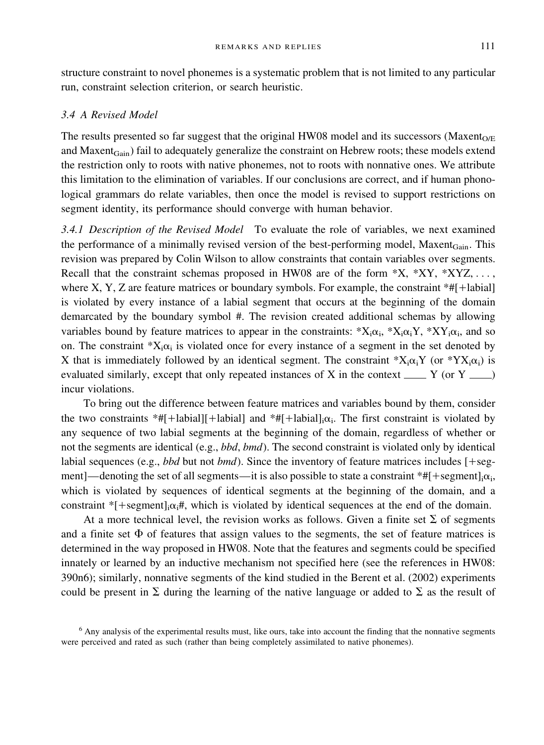structure constraint to novel phonemes is a systematic problem that is not limited to any particular run, constraint selection criterion, or search heuristic.

### *3.4 A Revised Model*

The results presented so far suggest that the original HW08 model and its successors ($\text{Maxent}_{\text{O/E}}$ and $\text{Maxent}_{\text{Gain}}$) fail to adequately generalize the constraint on Hebrew roots; these models extend the restriction only to roots with native phonemes, not to roots with nonnative ones. We attribute this limitation to the elimination of variables. If our conclusions are correct, and if human phonological grammars do relate variables, then once the model is revised to support restrictions on segment identity, its performance should converge with human behavior.

*3.4.1 Description of the Revised Model* To evaluate the role of variables, we next examined the performance of a minimally revised version of the best-performing model, $\text{Maxent}_{\text{Gain}}$. This revision was prepared by Colin Wilson to allow constraints that contain variables over segments. Recall that the constraint schemas proposed in HW08 are of the form *X, *XY, *XYZ, . . . , where X, Y, Z are feature matrices or boundary symbols. For example, the constraint *#[+labial] is violated by every instance of a labial segment that occurs at the beginning of the domain demarcated by the boundary symbol #. The revision created additional schemas by allowing variables bound by feature matrices to appear in the constraints: $*X_i\alpha_i$, $*X_i\alpha_iY$, $*XY_i\alpha_i$, and so on. The constraint $*X_i\alpha_i$ is violated once for every instance of a segment in the set denoted by X that is immediately followed by an identical segment. The constraint $*X_i\alpha_iY$ (or $*YX_i\alpha_i$) is evaluated similarly, except that only repeated instances of X in the context ___ Y (or Y ___) incur violations.

To bring out the difference between feature matrices and variables bound by them, consider the two constraints *#[+labial][+labial] and $*\#[+\text{labial}]_i\alpha_i$. The first constraint is violated by any sequence of two labial segments at the beginning of the domain, regardless of whether or not the segments are identical (e.g., *bbd*, *bmd*). The second constraint is violated only by identical labial sequences (e.g., *bbd* but not *bmd*). Since the inventory of feature matrices includes [+segment]—denoting the set of all segments—it is also possible to state a constraint $*\#[+\text{segment}]_i\alpha_i$, which is violated by sequences of identical segments at the beginning of the domain, and a constraint $*[+\text{segment}]_i\alpha_i\#$, which is violated by identical sequences at the end of the domain.

At a more technical level, the revision works as follows. Given a finite set $\Sigma$ of segments and a finite set $\Phi$ of features that assign values to the segments, the set of feature matrices is determined in the way proposed in HW08. Note that the features and segments could be specified innately or learned by an inductive mechanism not specified here (see the references in HW08: 390n6); similarly, nonnative segments of the kind studied in the Berent et al. (2002) experiments could be present in $\Sigma$ during the learning of the native language or added to $\Sigma$ as the result of

[6] Any analysis of the experimental results must, like ours, take into account the finding that the nonnative segments were perceived and rated as such (rather than being completely assimilated to native phonemes).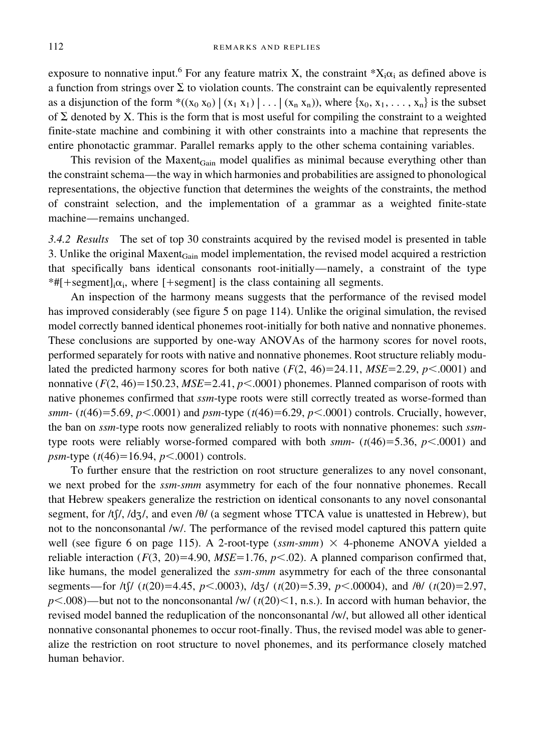exposure to nonnative input.[6] For any feature matrix X, the constraint $*X_i\alpha_i$ as defined above is a function from strings over $\Sigma$ to violation counts. The constraint can be equivalently represented as a disjunction of the form $*((x_0\ x_0) \mid (x_1\ x_1) \mid \ldots \mid (x_n\ x_n))$, where $\{x_0, x_1, \ldots, x_n\}$ is the subset of $\Sigma$ denoted by X. This is the form that is most useful for compiling the constraint to a weighted finite-state machine and combining it with other constraints into a machine that represents the entire phonotactic grammar. Parallel remarks apply to the other schema containing variables.

This revision of the $\text{Maxent}_{\text{Gain}}$ model qualifies as minimal because everything other than the constraint schema—the way in which harmonies and probabilities are assigned to phonological representations, the objective function that determines the weights of the constraints, the method of constraint selection, and the implementation of a grammar as a weighted finite-state machine—remains unchanged.

*3.4.2 Results* The set of top 30 constraints acquired by the revised model is presented in table 3. Unlike the original $\text{Maxent}_{\text{Gain}}$ model implementation, the revised model acquired a restriction that specifically bans identical consonants root-initially—namely, a constraint of the type $*\#[+\text{segment}]_i\alpha_i$, where [+segment] is the class containing all segments.

An inspection of the harmony means suggests that the performance of the revised model has improved considerably (see figure 5 on page 114). Unlike the original simulation, the revised model correctly banned identical phonemes root-initially for both native and nonnative phonemes. These conclusions are supported by one-way ANOVAs of the harmony scores for novel roots, performed separately for roots with native and nonnative phonemes. Root structure reliably modulated the predicted harmony scores for both native ($F(2, 46)=24.11$, $MSE=2.29$, $p<.0001$) and nonnative ($F(2, 46)=150.23$, $MSE=2.41$, $p<.0001$) phonemes. Planned comparison of roots with native phonemes confirmed that *ssm*-type roots were still correctly treated as worse-formed than *smm*- ($t(46)=5.69$, $p<.0001$) and *psm*-type ($t(46)=6.29$, $p<.0001$) controls. Crucially, however, the ban on *ssm*-type roots now generalized reliably to roots with nonnative phonemes: such *ssm*-type roots were reliably worse-formed compared with both *smm*- ($t(46)=5.36$, $p<.0001$) and *psm*-type ($t(46)=16.94$, $p<.0001$) controls.

To further ensure that the restriction on root structure generalizes to any novel consonant, we next probed for the *ssm-smm* asymmetry for each of the four nonnative phonemes. Recall that Hebrew speakers generalize the restriction on identical consonants to any novel consonantal segment, for /tʃ/, /dʒ/, and even /θ/ (a segment whose TTCA value is unattested in Hebrew), but not to the nonconsonantal /w/. The performance of the revised model captured this pattern quite well (see figure 6 on page 115). A 2-root-type (*ssm-smm*) × 4-phoneme ANOVA yielded a reliable interaction ($F(3, 20)=4.90$, $MSE=1.76$, $p<.02$). A planned comparison confirmed that, like humans, the model generalized the *ssm-smm* asymmetry for each of the three consonantal segments—for /tʃ/ ($t(20)=4.45$, $p<.0003$), /dʒ/ ($t(20)=5.39$, $p<.00004$), and /θ/ ($t(20)=2.97$, $p<.008$)—but not to the nonconsonantal /w/ ($t(20)<1$, n.s.). In accord with human behavior, the revised model banned the reduplication of the nonconsonantal /w/, but allowed all other identical nonnative consonantal phonemes to occur root-finally. Thus, the revised model was able to generalize the restriction on root structure to novel phonemes, and its performance closely matched human behavior.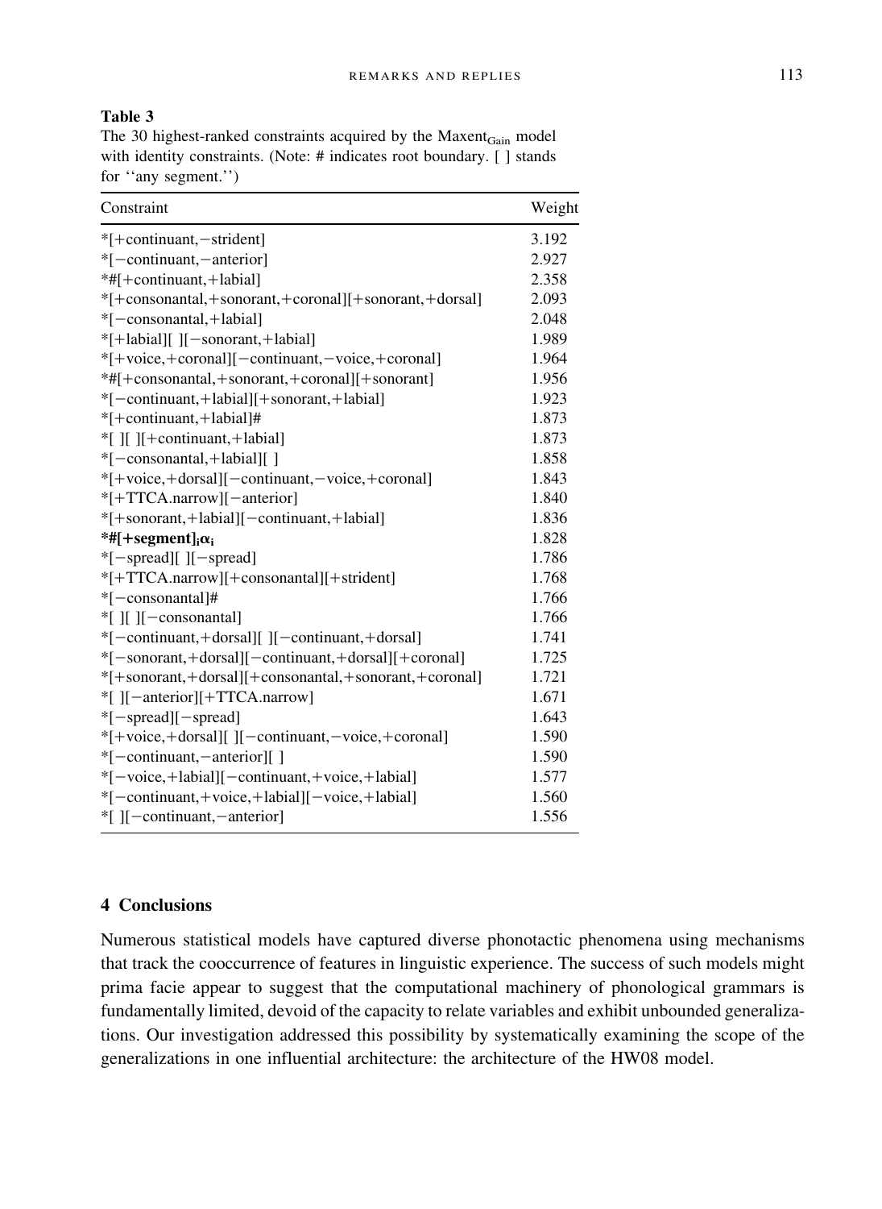**Table 3**
The 30 highest-ranked constraints acquired by the $\text{Maxent}_{\text{Gain}}$ model with identity constraints. (Note: # indicates root boundary. [ ] stands for ''any segment.'')

| Constraint | Weight |
|---|---|
| *[+continuant,−strident] | 3.192 |
| *[−continuant,−anterior] | 2.927 |
| *#[+continuant,+labial] | 2.358 |
| *[+consonantal,+sonorant,+coronal][+sonorant,+dorsal] | 2.093 |
| *[−consonantal,+labial] | 2.048 |
| *[+labial][ ][−sonorant,+labial] | 1.989 |
| *[+voice,+coronal][−continuant,−voice,+coronal] | 1.964 |
| *#[+consonantal,+sonorant,+coronal][+sonorant] | 1.956 |
| *[−continuant,+labial][+sonorant,+labial] | 1.923 |
| *[+continuant,+labial]# | 1.873 |
| *[ ][ ][+continuant,+labial] | 1.873 |
| *[−consonantal,+labial][ ] | 1.858 |
| *[+voice,+dorsal][−continuant,−voice,+coronal] | 1.843 |
| *[+TTCA.narrow][−anterior] | 1.840 |
| *[+sonorant,+labial][−continuant,+labial] | 1.836 |
| **\*#[+segment]$_{\mathbf{i}}\boldsymbol{\alpha}_{\mathbf{i}}$** | 1.828 |
| *[−spread][ ][−spread] | 1.786 |
| *[+TTCA.narrow][+consonantal][+strident] | 1.768 |
| *[−consonantal]# | 1.766 |
| *[ ][ ][−consonantal] | 1.766 |
| *[−continuant,+dorsal][ ][−continuant,+dorsal] | 1.741 |
| *[−sonorant,+dorsal][−continuant,+dorsal][+coronal] | 1.725 |
| *[+sonorant,+dorsal][+consonantal,+sonorant,+coronal] | 1.721 |
| *[ ][−anterior][+TTCA.narrow] | 1.671 |
| *[−spread][−spread] | 1.643 |
| *[+voice,+dorsal][ ][−continuant,−voice,+coronal] | 1.590 |
| *[−continuant,−anterior][ ] | 1.590 |
| *[−voice,+labial][−continuant,+voice,+labial] | 1.577 |
| *[−continuant,+voice,+labial][−voice,+labial] | 1.560 |
| *[ ][−continuant,−anterior] | 1.556 |

## 4 Conclusions

Numerous statistical models have captured diverse phonotactic phenomena using mechanisms that track the cooccurrence of features in linguistic experience. The success of such models might prima facie appear to suggest that the computational machinery of phonological grammars is fundamentally limited, devoid of the capacity to relate variables and exhibit unbounded generalizations. Our investigation addressed this possibility by systematically examining the scope of the generalizations in one influential architecture: the architecture of the HW08 model.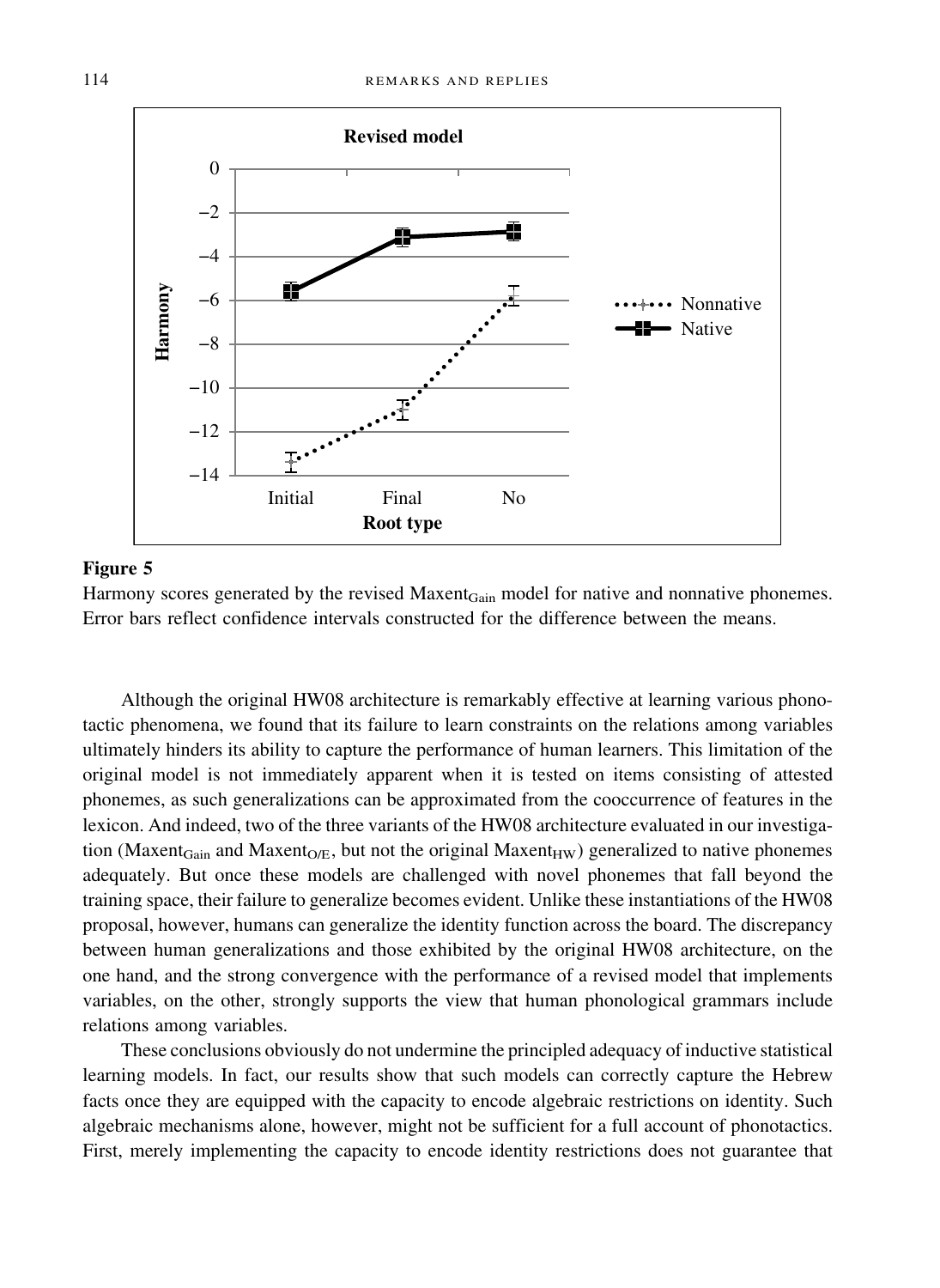Revised model

0
−2
−4
−6
−8
−10
−12
−14

Harmony

Initial
Final
No

Root type

Nonnative
Native

**Figure 5**

Harmony scores generated by the revised $\text{Maxent}_{\text{Gain}}$ model for native and nonnative phonemes. Error bars reflect confidence intervals constructed for the difference between the means.

Although the original HW08 architecture is remarkably effective at learning various phonotactic phenomena, we found that its failure to learn constraints on the relations among variables ultimately hinders its ability to capture the performance of human learners. This limitation of the original model is not immediately apparent when it is tested on items consisting of attested phonemes, as such generalizations can be approximated from the cooccurrence of features in the lexicon. And indeed, two of the three variants of the HW08 architecture evaluated in our investigation ($\text{Maxent}_{\text{Gain}}$ and $\text{Maxent}_{\text{O/E}}$, but not the original $\text{Maxent}_{\text{HW}}$) generalized to native phonemes adequately. But once these models are challenged with novel phonemes that fall beyond the training space, their failure to generalize becomes evident. Unlike these instantiations of the HW08 proposal, however, humans can generalize the identity function across the board. The discrepancy between human generalizations and those exhibited by the original HW08 architecture, on the one hand, and the strong convergence with the performance of a revised model that implements variables, on the other, strongly supports the view that human phonological grammars include relations among variables.

These conclusions obviously do not undermine the principled adequacy of inductive statistical learning models. In fact, our results show that such models can correctly capture the Hebrew facts once they are equipped with the capacity to encode algebraic restrictions on identity. Such algebraic mechanisms alone, however, might not be sufficient for a full account of phonotactics. First, merely implementing the capacity to encode identity restrictions does not guarantee that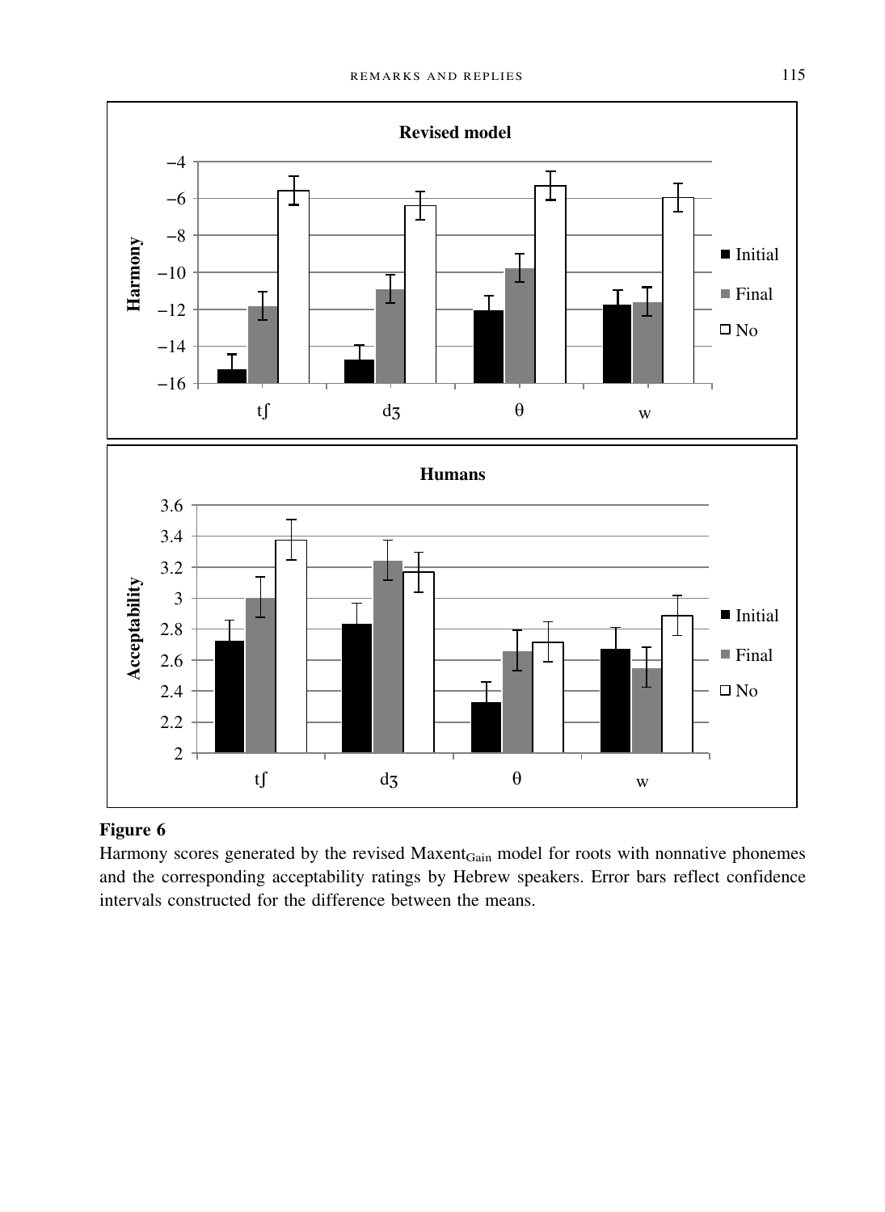**Revised model**

Harmony

−4
−6
−8
−10
−12
−14
−16

tʃ
dʒ
θ
w

■ Initial
■ Final
□ No

**Humans**

Acceptability

3.6
3.4
3.2
3
2.8
2.6
2.4
2.2
2

tʃ
dʒ
θ
w

■ Initial
■ Final
□ No

**Figure 6**

Harmony scores generated by the revised $\text{Maxent}_{\text{Gain}}$ model for roots with nonnative phonemes and the corresponding acceptability ratings by Hebrew speakers. Error bars reflect confidence intervals constructed for the difference between the means.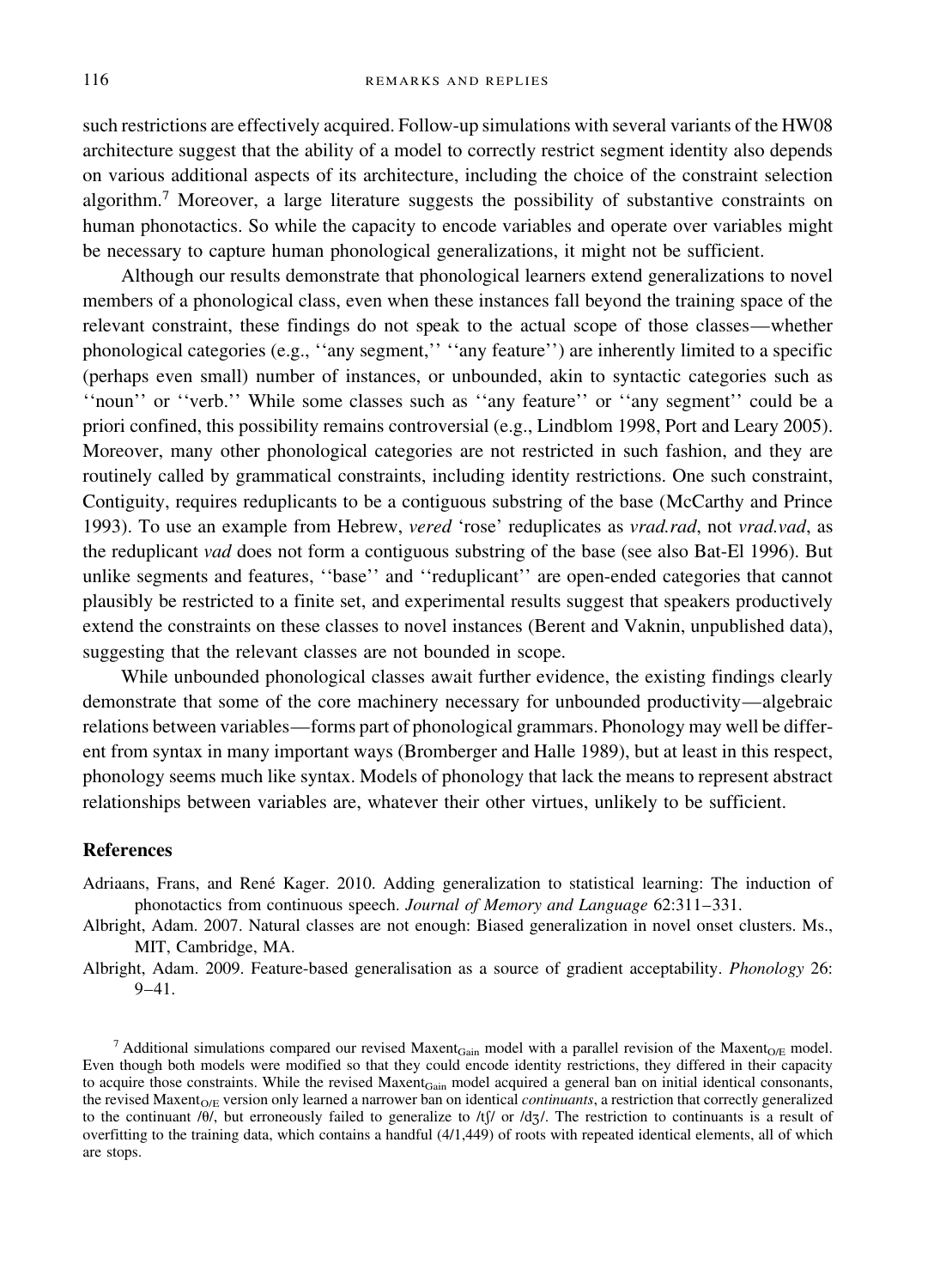such restrictions are effectively acquired. Follow-up simulations with several variants of the HW08 architecture suggest that the ability of a model to correctly restrict segment identity also depends on various additional aspects of its architecture, including the choice of the constraint selection algorithm.[7] Moreover, a large literature suggests the possibility of substantive constraints on human phonotactics. So while the capacity to encode variables and operate over variables might be necessary to capture human phonological generalizations, it might not be sufficient.

Although our results demonstrate that phonological learners extend generalizations to novel members of a phonological class, even when these instances fall beyond the training space of the relevant constraint, these findings do not speak to the actual scope of those classes—whether phonological categories (e.g., ''any segment,'' ''any feature'') are inherently limited to a specific (perhaps even small) number of instances, or unbounded, akin to syntactic categories such as ''noun'' or ''verb.'' While some classes such as ''any feature'' or ''any segment'' could be a priori confined, this possibility remains controversial (e.g., Lindblom 1998, Port and Leary 2005). Moreover, many other phonological categories are not restricted in such fashion, and they are routinely called by grammatical constraints, including identity restrictions. One such constraint, Contiguity, requires reduplicants to be a contiguous substring of the base (McCarthy and Prince 1993). To use an example from Hebrew, *vered* 'rose' reduplicates as *vrad.rad*, not *vrad.vad*, as the reduplicant *vad* does not form a contiguous substring of the base (see also Bat-El 1996). But unlike segments and features, ''base'' and ''reduplicant'' are open-ended categories that cannot plausibly be restricted to a finite set, and experimental results suggest that speakers productively extend the constraints on these classes to novel instances (Berent and Vaknin, unpublished data), suggesting that the relevant classes are not bounded in scope.

While unbounded phonological classes await further evidence, the existing findings clearly demonstrate that some of the core machinery necessary for unbounded productivity—algebraic relations between variables—forms part of phonological grammars. Phonology may well be different from syntax in many important ways (Bromberger and Halle 1989), but at least in this respect, phonology seems much like syntax. Models of phonology that lack the means to represent abstract relationships between variables are, whatever their other virtues, unlikely to be sufficient.

## References

Adriaans, Frans, and René Kager. 2010. Adding generalization to statistical learning: The induction of phonotactics from continuous speech. *Journal of Memory and Language* 62:311–331.

Albright, Adam. 2007. Natural classes are not enough: Biased generalization in novel onset clusters. Ms., MIT, Cambridge, MA.

Albright, Adam. 2009. Feature-based generalisation as a source of gradient acceptability. *Phonology* 26: 9–41.

[7] Additional simulations compared our revised $\text{Maxent}_{\text{Gain}}$ model with a parallel revision of the $\text{Maxent}_{\text{O/E}}$ model. Even though both models were modified so that they could encode identity restrictions, they differed in their capacity to acquire those constraints. While the revised $\text{Maxent}_{\text{Gain}}$ model acquired a general ban on initial identical consonants, the revised $\text{Maxent}_{\text{O/E}}$ version only learned a narrower ban on identical *continuants*, a restriction that correctly generalized to the continuant /θ/, but erroneously failed to generalize to /tʃ/ or /dʒ/. The restriction to continuants is a result of overfitting to the training data, which contains a handful (4/1,449) of roots with repeated identical elements, all of which are stops.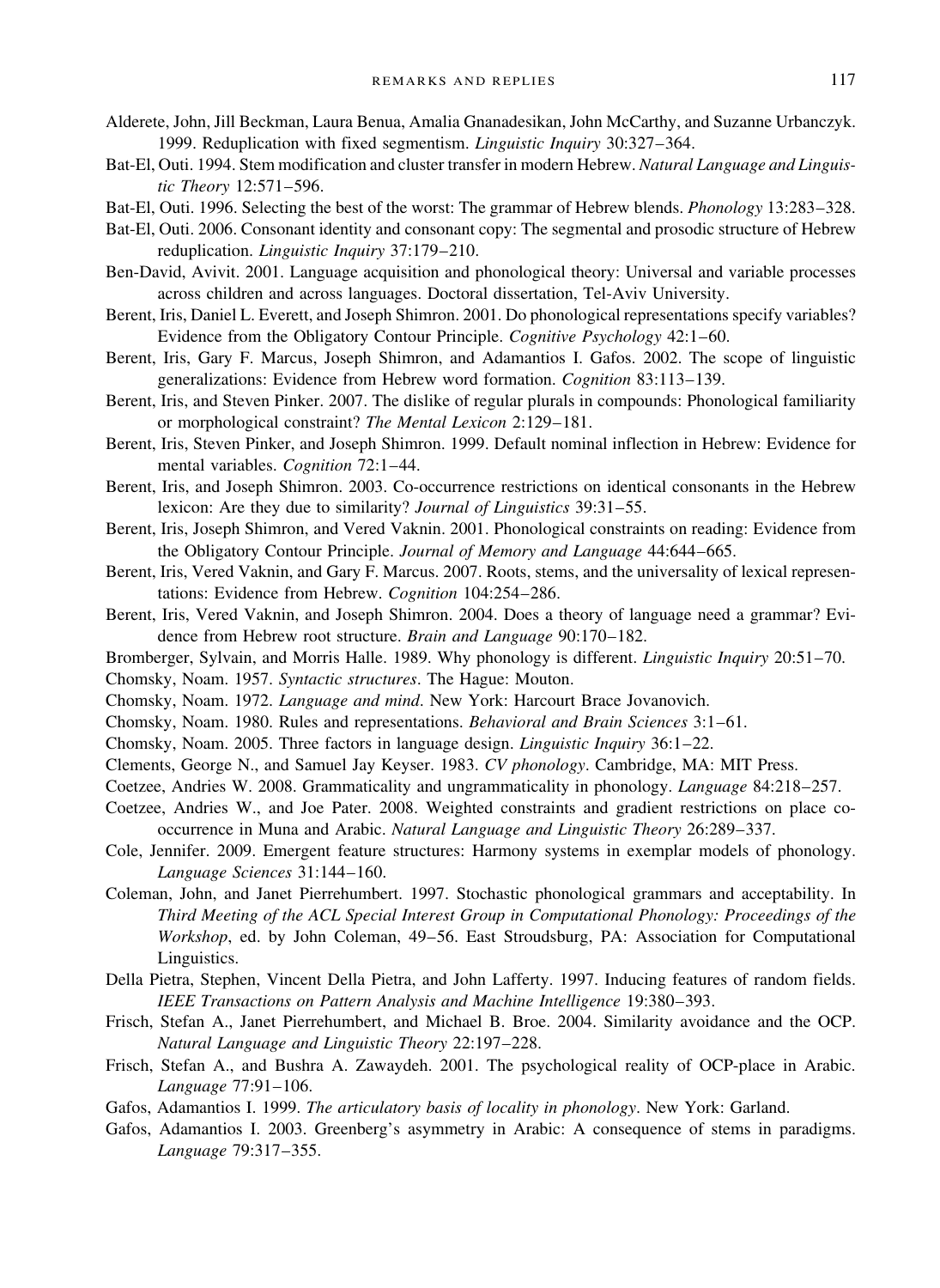Alderete, John, Jill Beckman, Laura Benua, Amalia Gnanadesikan, John McCarthy, and Suzanne Urbanczyk. 1999. Reduplication with fixed segmentism. *Linguistic Inquiry* 30:327–364.

Bat-El, Outi. 1994. Stem modification and cluster transfer in modern Hebrew. *Natural Language and Linguistic Theory* 12:571–596.

Bat-El, Outi. 1996. Selecting the best of the worst: The grammar of Hebrew blends. *Phonology* 13:283–328.

Bat-El, Outi. 2006. Consonant identity and consonant copy: The segmental and prosodic structure of Hebrew reduplication. *Linguistic Inquiry* 37:179–210.

Ben-David, Avivit. 2001. Language acquisition and phonological theory: Universal and variable processes across children and across languages. Doctoral dissertation, Tel-Aviv University.

Berent, Iris, Daniel L. Everett, and Joseph Shimron. 2001. Do phonological representations specify variables? Evidence from the Obligatory Contour Principle. *Cognitive Psychology* 42:1–60.

Berent, Iris, Gary F. Marcus, Joseph Shimron, and Adamantios I. Gafos. 2002. The scope of linguistic generalizations: Evidence from Hebrew word formation. *Cognition* 83:113–139.

Berent, Iris, and Steven Pinker. 2007. The dislike of regular plurals in compounds: Phonological familiarity or morphological constraint? *The Mental Lexicon* 2:129–181.

Berent, Iris, Steven Pinker, and Joseph Shimron. 1999. Default nominal inflection in Hebrew: Evidence for mental variables. *Cognition* 72:1–44.

Berent, Iris, and Joseph Shimron. 2003. Co-occurrence restrictions on identical consonants in the Hebrew lexicon: Are they due to similarity? *Journal of Linguistics* 39:31–55.

Berent, Iris, Joseph Shimron, and Vered Vaknin. 2001. Phonological constraints on reading: Evidence from the Obligatory Contour Principle. *Journal of Memory and Language* 44:644–665.

Berent, Iris, Vered Vaknin, and Gary F. Marcus. 2007. Roots, stems, and the universality of lexical representations: Evidence from Hebrew. *Cognition* 104:254–286.

Berent, Iris, Vered Vaknin, and Joseph Shimron. 2004. Does a theory of language need a grammar? Evidence from Hebrew root structure. *Brain and Language* 90:170–182.

Bromberger, Sylvain, and Morris Halle. 1989. Why phonology is different. *Linguistic Inquiry* 20:51–70.

Chomsky, Noam. 1957. *Syntactic structures*. The Hague: Mouton.

Chomsky, Noam. 1972. *Language and mind*. New York: Harcourt Brace Jovanovich.

Chomsky, Noam. 1980. Rules and representations. *Behavioral and Brain Sciences* 3:1–61.

Chomsky, Noam. 2005. Three factors in language design. *Linguistic Inquiry* 36:1–22.

Clements, George N., and Samuel Jay Keyser. 1983. *CV phonology*. Cambridge, MA: MIT Press.

Coetzee, Andries W. 2008. Grammaticality and ungrammaticality in phonology. *Language* 84:218–257.

Coetzee, Andries W., and Joe Pater. 2008. Weighted constraints and gradient restrictions on place co-occurrence in Muna and Arabic. *Natural Language and Linguistic Theory* 26:289–337.

Cole, Jennifer. 2009. Emergent feature structures: Harmony systems in exemplar models of phonology. *Language Sciences* 31:144–160.

Coleman, John, and Janet Pierrehumbert. 1997. Stochastic phonological grammars and acceptability. In *Third Meeting of the ACL Special Interest Group in Computational Phonology: Proceedings of the Workshop*, ed. by John Coleman, 49–56. East Stroudsburg, PA: Association for Computational Linguistics.

Della Pietra, Stephen, Vincent Della Pietra, and John Lafferty. 1997. Inducing features of random fields. *IEEE Transactions on Pattern Analysis and Machine Intelligence* 19:380–393.

Frisch, Stefan A., Janet Pierrehumbert, and Michael B. Broe. 2004. Similarity avoidance and the OCP. *Natural Language and Linguistic Theory* 22:197–228.

Frisch, Stefan A., and Bushra A. Zawaydeh. 2001. The psychological reality of OCP-place in Arabic. *Language* 77:91–106.

Gafos, Adamantios I. 1999. *The articulatory basis of locality in phonology*. New York: Garland.

Gafos, Adamantios I. 2003. Greenberg's asymmetry in Arabic: A consequence of stems in paradigms. *Language* 79:317–355.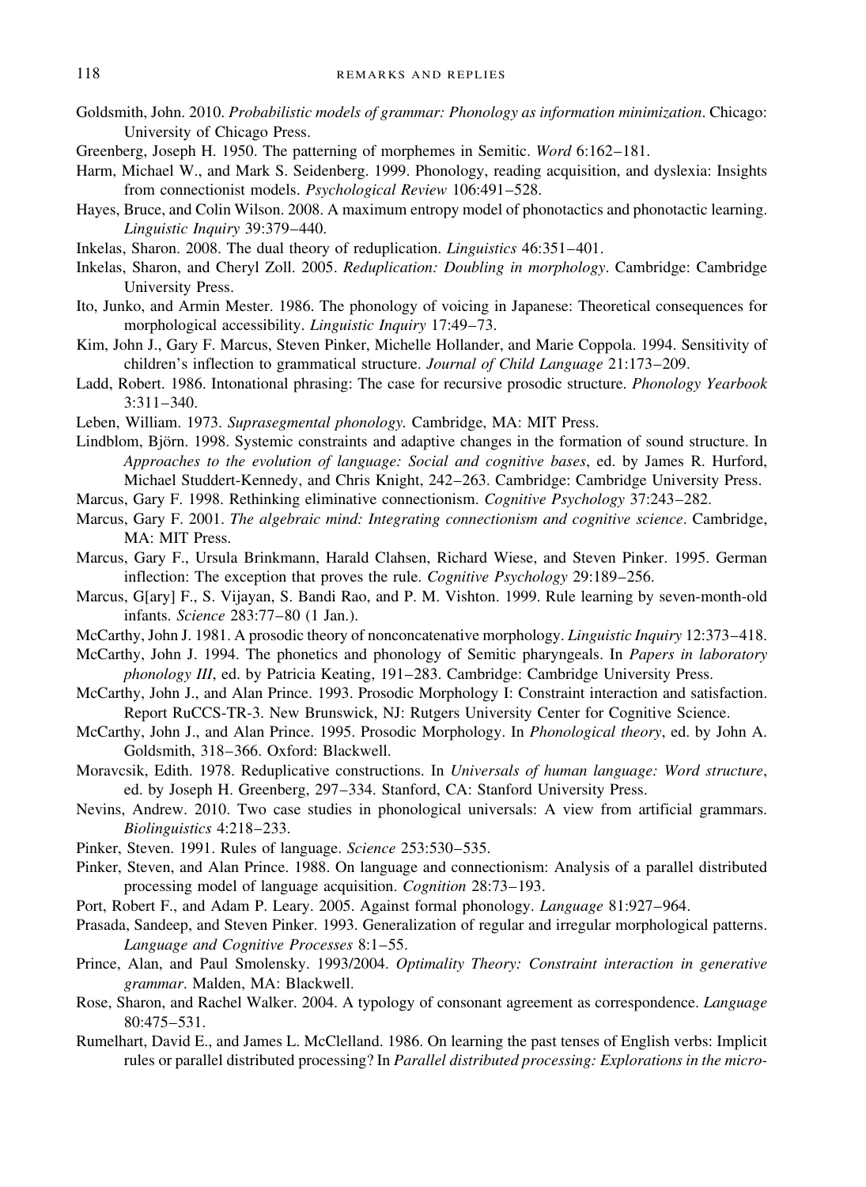Goldsmith, John. 2010. *Probabilistic models of grammar: Phonology as information minimization*. Chicago: University of Chicago Press.

Greenberg, Joseph H. 1950. The patterning of morphemes in Semitic. *Word* 6:162–181.

Harm, Michael W., and Mark S. Seidenberg. 1999. Phonology, reading acquisition, and dyslexia: Insights from connectionist models. *Psychological Review* 106:491–528.

Hayes, Bruce, and Colin Wilson. 2008. A maximum entropy model of phonotactics and phonotactic learning. *Linguistic Inquiry* 39:379–440.

Inkelas, Sharon. 2008. The dual theory of reduplication. *Linguistics* 46:351–401.

Inkelas, Sharon, and Cheryl Zoll. 2005. *Reduplication: Doubling in morphology*. Cambridge: Cambridge University Press.

Ito, Junko, and Armin Mester. 1986. The phonology of voicing in Japanese: Theoretical consequences for morphological accessibility. *Linguistic Inquiry* 17:49–73.

Kim, John J., Gary F. Marcus, Steven Pinker, Michelle Hollander, and Marie Coppola. 1994. Sensitivity of children's inflection to grammatical structure. *Journal of Child Language* 21:173–209.

Ladd, Robert. 1986. Intonational phrasing: The case for recursive prosodic structure. *Phonology Yearbook* 3:311–340.

Leben, William. 1973. *Suprasegmental phonology.* Cambridge, MA: MIT Press.

Lindblom, Björn. 1998. Systemic constraints and adaptive changes in the formation of sound structure. In *Approaches to the evolution of language: Social and cognitive bases*, ed. by James R. Hurford, Michael Studdert-Kennedy, and Chris Knight, 242–263. Cambridge: Cambridge University Press.

Marcus, Gary F. 1998. Rethinking eliminative connectionism. *Cognitive Psychology* 37:243–282.

Marcus, Gary F. 2001. *The algebraic mind: Integrating connectionism and cognitive science*. Cambridge, MA: MIT Press.

Marcus, Gary F., Ursula Brinkmann, Harald Clahsen, Richard Wiese, and Steven Pinker. 1995. German inflection: The exception that proves the rule. *Cognitive Psychology* 29:189–256.

Marcus, G[ary] F., S. Vijayan, S. Bandi Rao, and P. M. Vishton. 1999. Rule learning by seven-month-old infants. *Science* 283:77–80 (1 Jan.).

McCarthy, John J. 1981. A prosodic theory of nonconcatenative morphology. *Linguistic Inquiry* 12:373–418.

McCarthy, John J. 1994. The phonetics and phonology of Semitic pharyngeals. In *Papers in laboratory phonology III*, ed. by Patricia Keating, 191–283. Cambridge: Cambridge University Press.

McCarthy, John J., and Alan Prince. 1993. Prosodic Morphology I: Constraint interaction and satisfaction. Report RuCCS-TR-3. New Brunswick, NJ: Rutgers University Center for Cognitive Science.

McCarthy, John J., and Alan Prince. 1995. Prosodic Morphology. In *Phonological theory*, ed. by John A. Goldsmith, 318–366. Oxford: Blackwell.

Moravcsik, Edith. 1978. Reduplicative constructions. In *Universals of human language: Word structure*, ed. by Joseph H. Greenberg, 297–334. Stanford, CA: Stanford University Press.

Nevins, Andrew. 2010. Two case studies in phonological universals: A view from artificial grammars. *Biolinguistics* 4:218–233.

Pinker, Steven. 1991. Rules of language. *Science* 253:530–535.

Pinker, Steven, and Alan Prince. 1988. On language and connectionism: Analysis of a parallel distributed processing model of language acquisition. *Cognition* 28:73–193.

Port, Robert F., and Adam P. Leary. 2005. Against formal phonology. *Language* 81:927–964.

Prasada, Sandeep, and Steven Pinker. 1993. Generalization of regular and irregular morphological patterns. *Language and Cognitive Processes* 8:1–55.

Prince, Alan, and Paul Smolensky. 1993/2004. *Optimality Theory: Constraint interaction in generative grammar*. Malden, MA: Blackwell.

Rose, Sharon, and Rachel Walker. 2004. A typology of consonant agreement as correspondence. *Language* 80:475–531.

Rumelhart, David E., and James L. McClelland. 1986. On learning the past tenses of English verbs: Implicit rules or parallel distributed processing? In *Parallel distributed processing: Explorations in the micro-*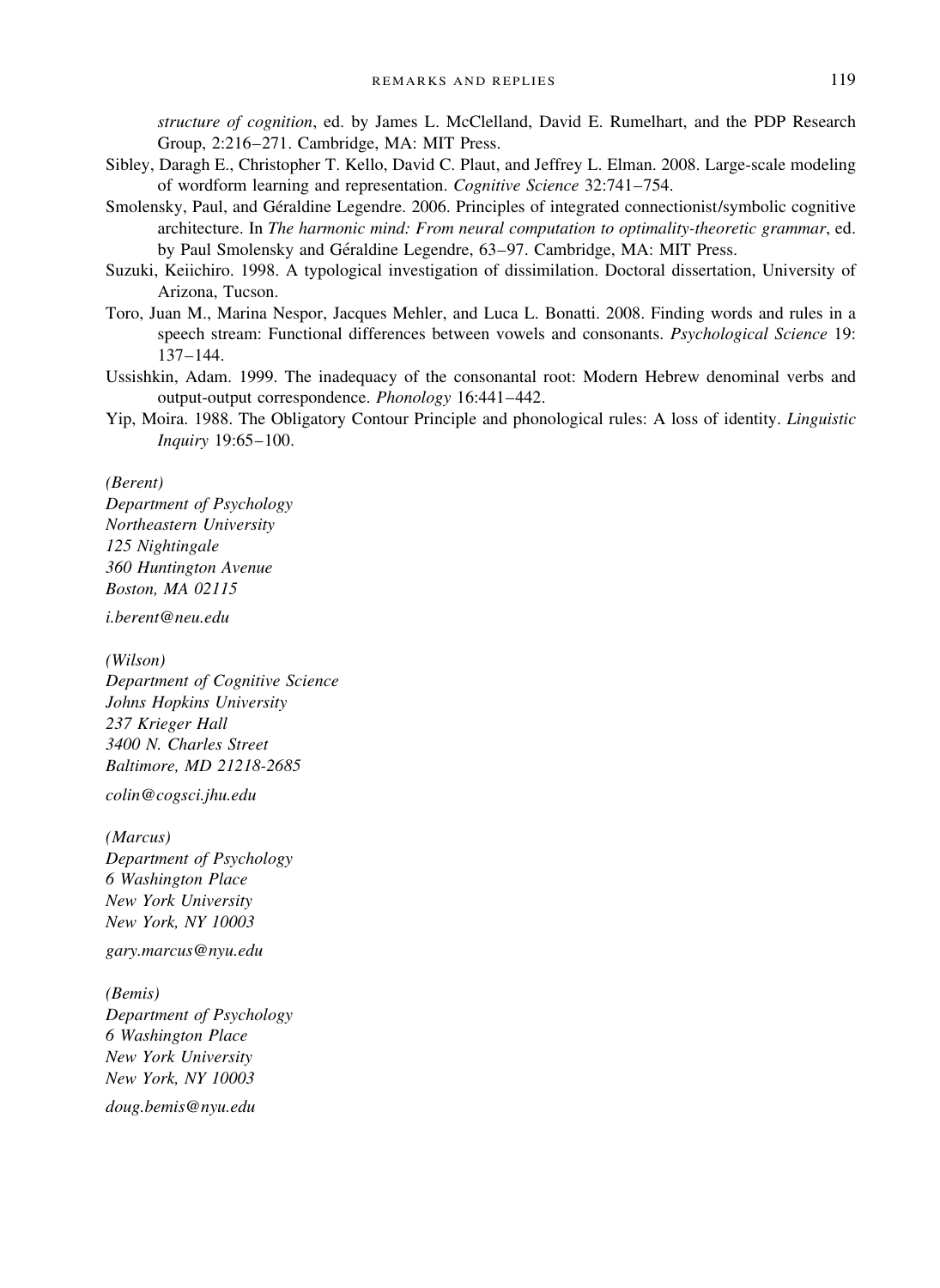*structure of cognition*, ed. by James L. McClelland, David E. Rumelhart, and the PDP Research Group, 2:216–271. Cambridge, MA: MIT Press.

Sibley, Daragh E., Christopher T. Kello, David C. Plaut, and Jeffrey L. Elman. 2008. Large-scale modeling of wordform learning and representation. *Cognitive Science* 32:741–754.

Smolensky, Paul, and Géraldine Legendre. 2006. Principles of integrated connectionist/symbolic cognitive architecture. In *The harmonic mind: From neural computation to optimality-theoretic grammar*, ed. by Paul Smolensky and Géraldine Legendre, 63–97. Cambridge, MA: MIT Press.

Suzuki, Keiichiro. 1998. A typological investigation of dissimilation. Doctoral dissertation, University of Arizona, Tucson.

Toro, Juan M., Marina Nespor, Jacques Mehler, and Luca L. Bonatti. 2008. Finding words and rules in a speech stream: Functional differences between vowels and consonants. *Psychological Science* 19: 137–144.

Ussishkin, Adam. 1999. The inadequacy of the consonantal root: Modern Hebrew denominal verbs and output-output correspondence. *Phonology* 16:441–442.

Yip, Moira. 1988. The Obligatory Contour Principle and phonological rules: A loss of identity. *Linguistic Inquiry* 19:65–100.

*(Berent)*
*Department of Psychology*
*Northeastern University*
*125 Nightingale*
*360 Huntington Avenue*
*Boston, MA 02115*

*i.berent@neu.edu*

*(Wilson)*
*Department of Cognitive Science*
*Johns Hopkins University*
*237 Krieger Hall*
*3400 N. Charles Street*
*Baltimore, MD 21218-2685*

*colin@cogsci.jhu.edu*

*(Marcus)*
*Department of Psychology*
*6 Washington Place*
*New York University*
*New York, NY 10003*

*gary.marcus@nyu.edu*

*(Bemis)*
*Department of Psychology*
*6 Washington Place*
*New York University*
*New York, NY 10003*

*doug.bemis@nyu.edu*